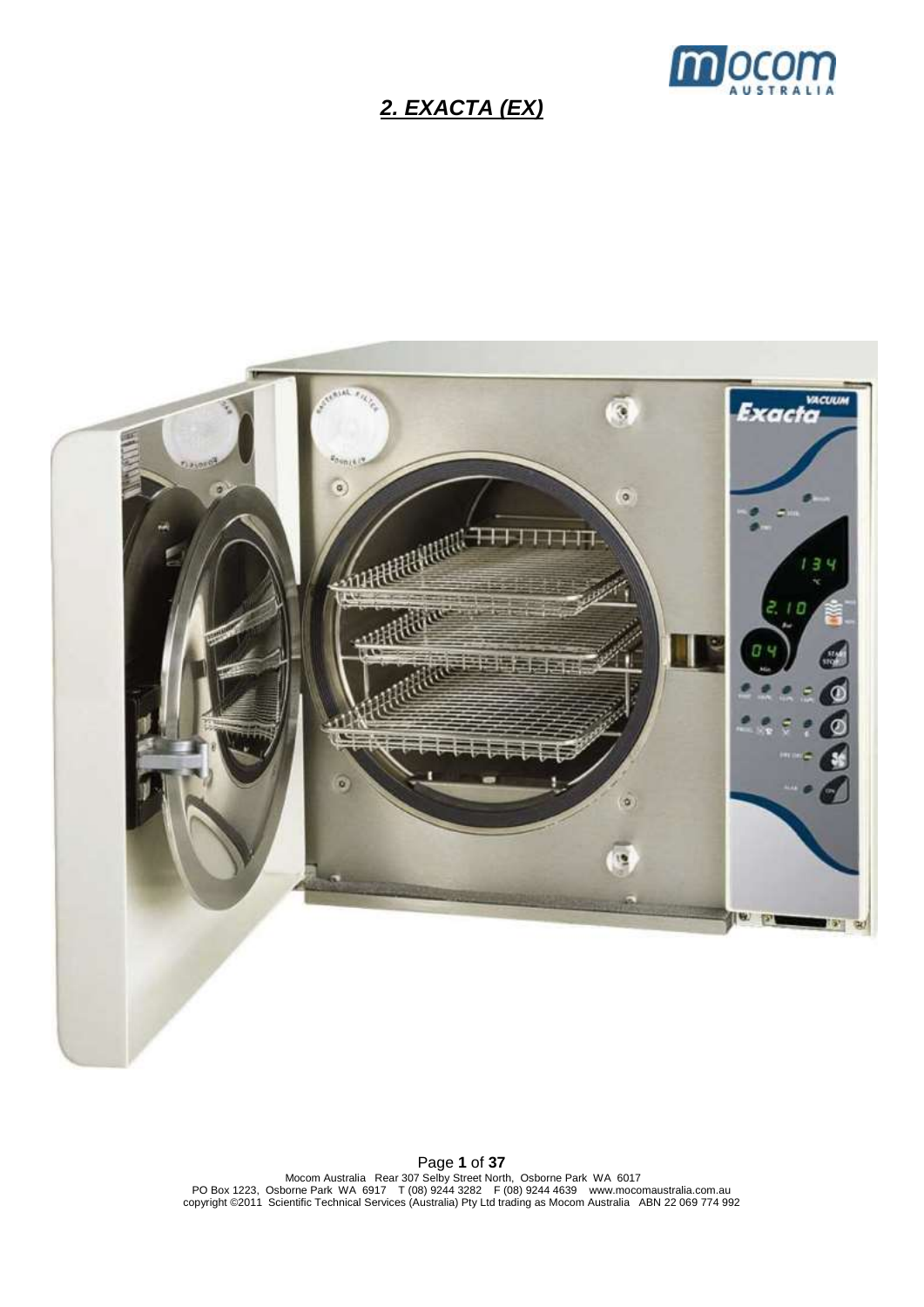## *2. EXACTA (EX)*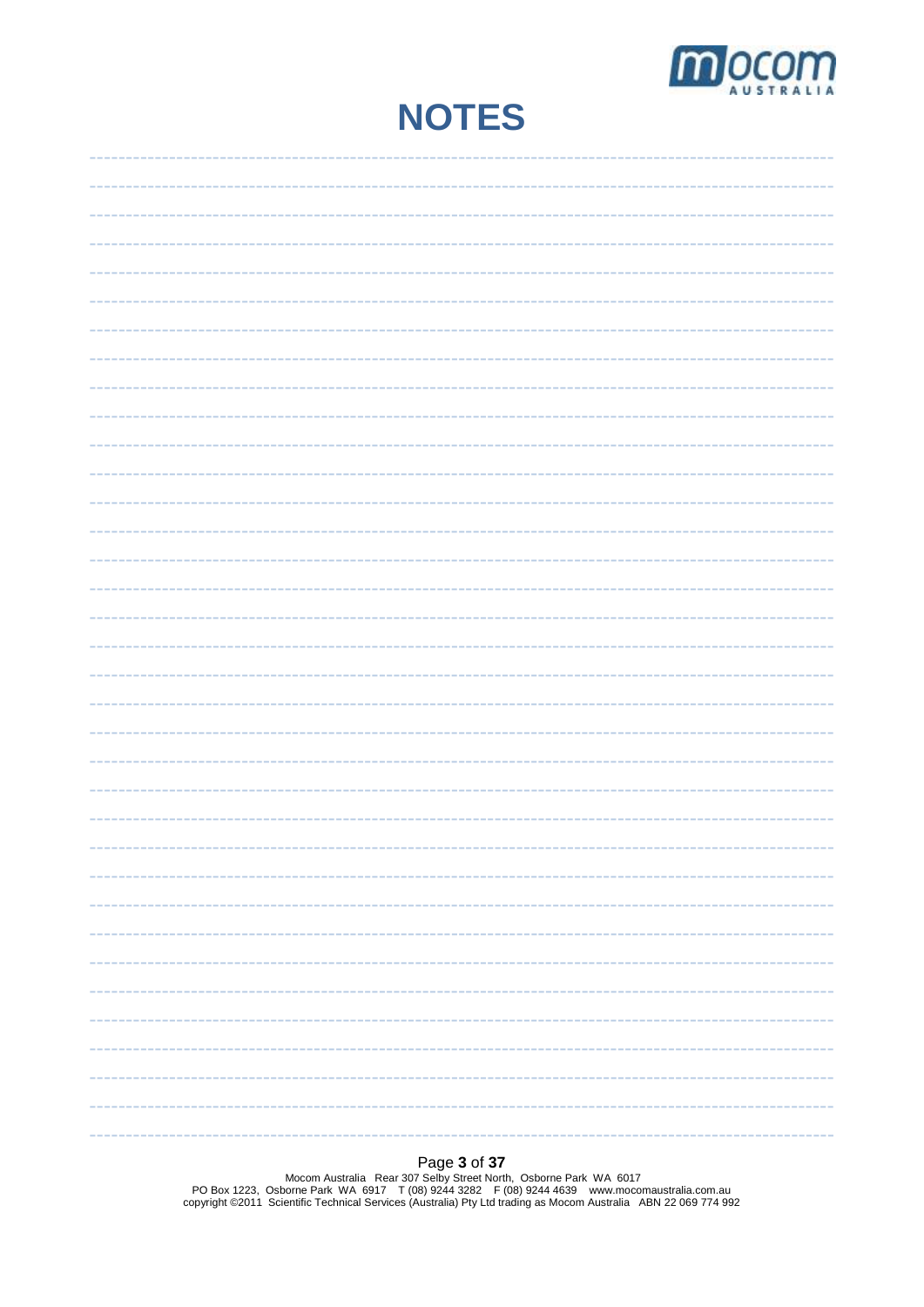# NOTES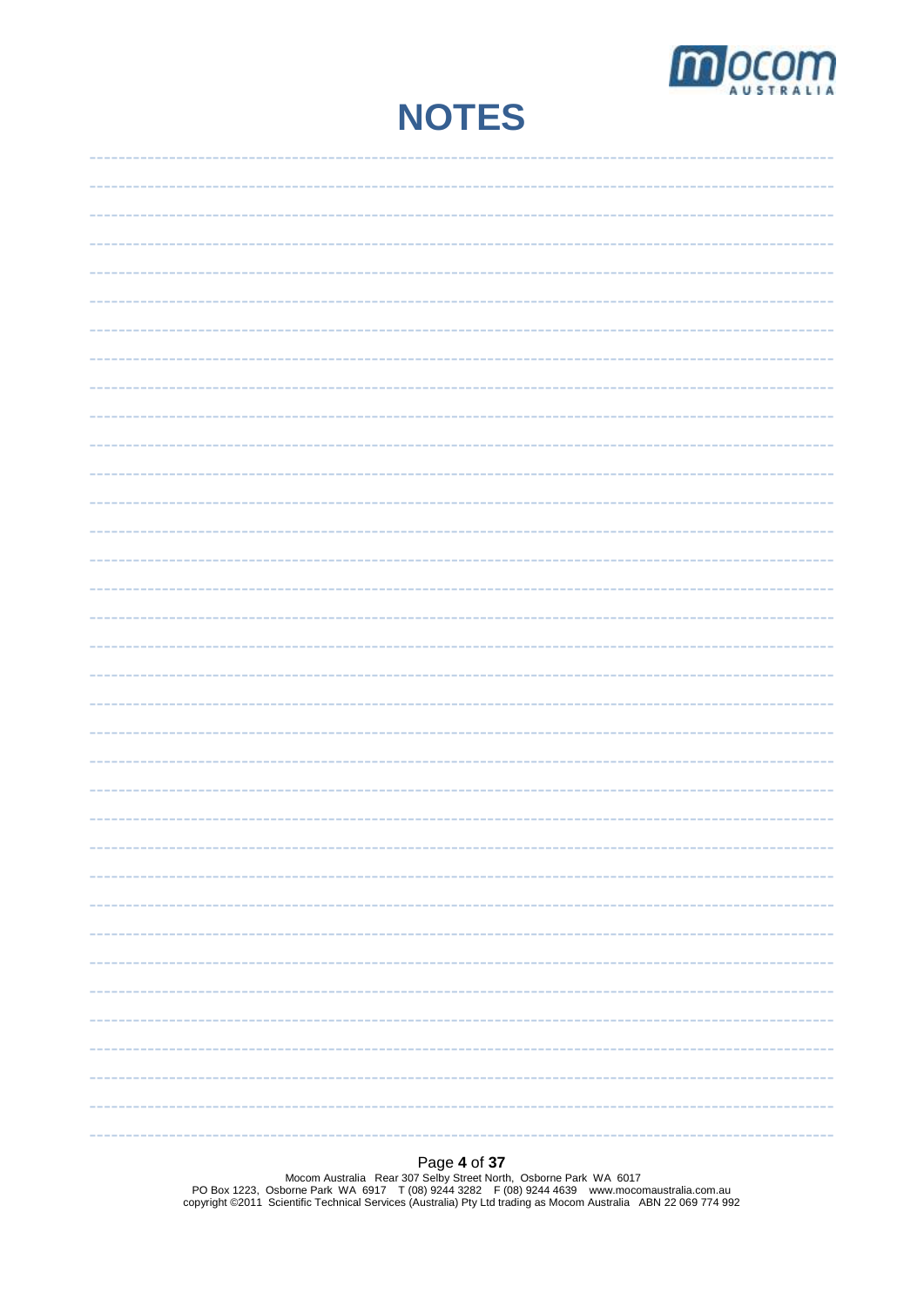# NOTES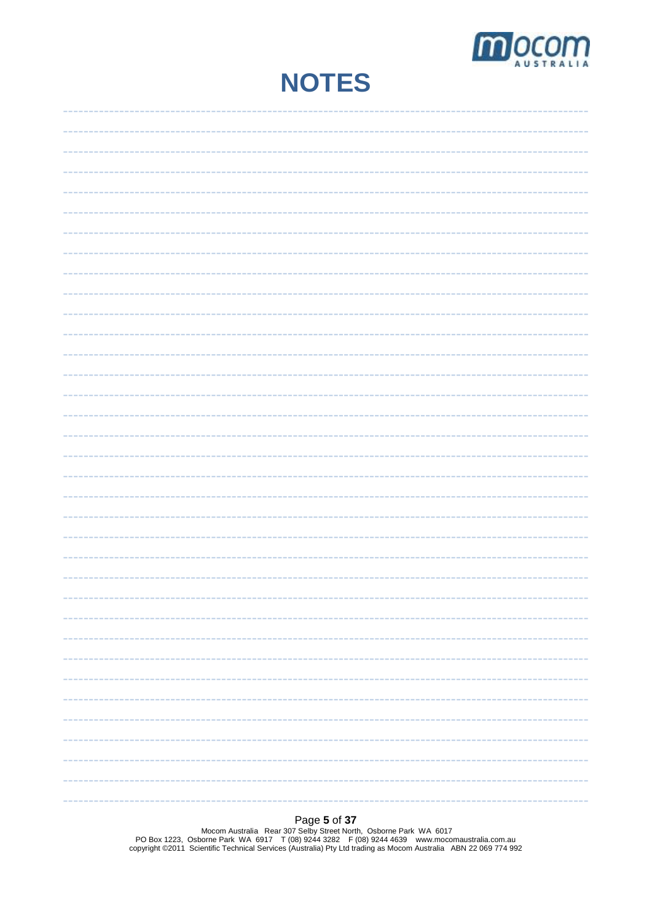# NOTES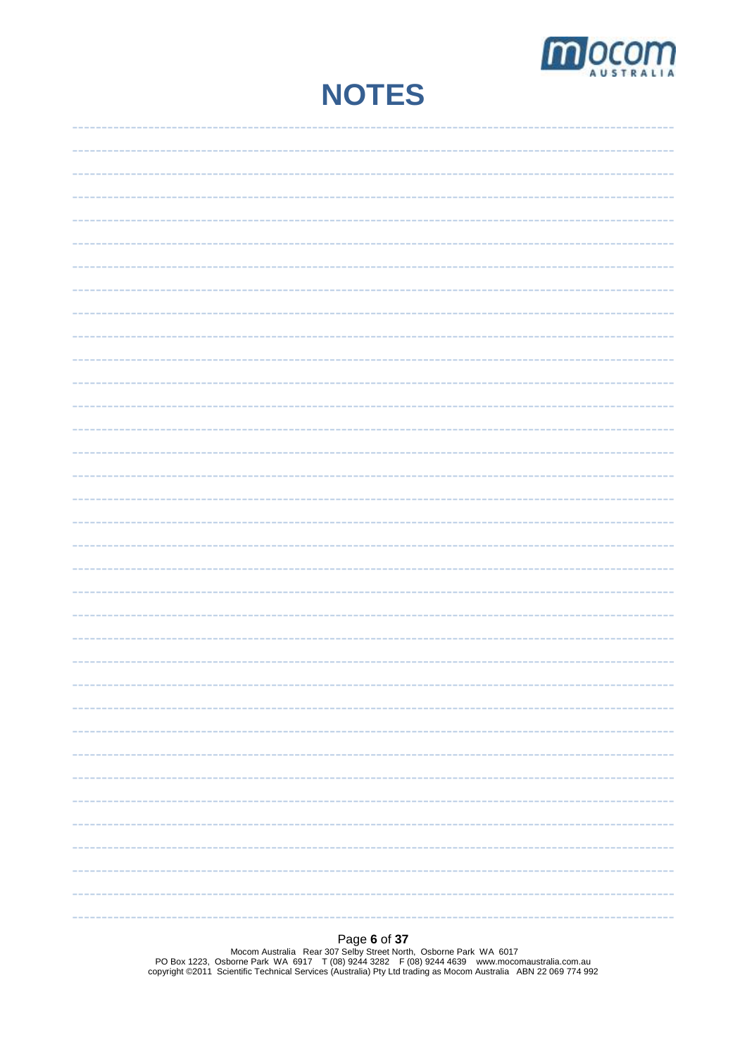# NOTES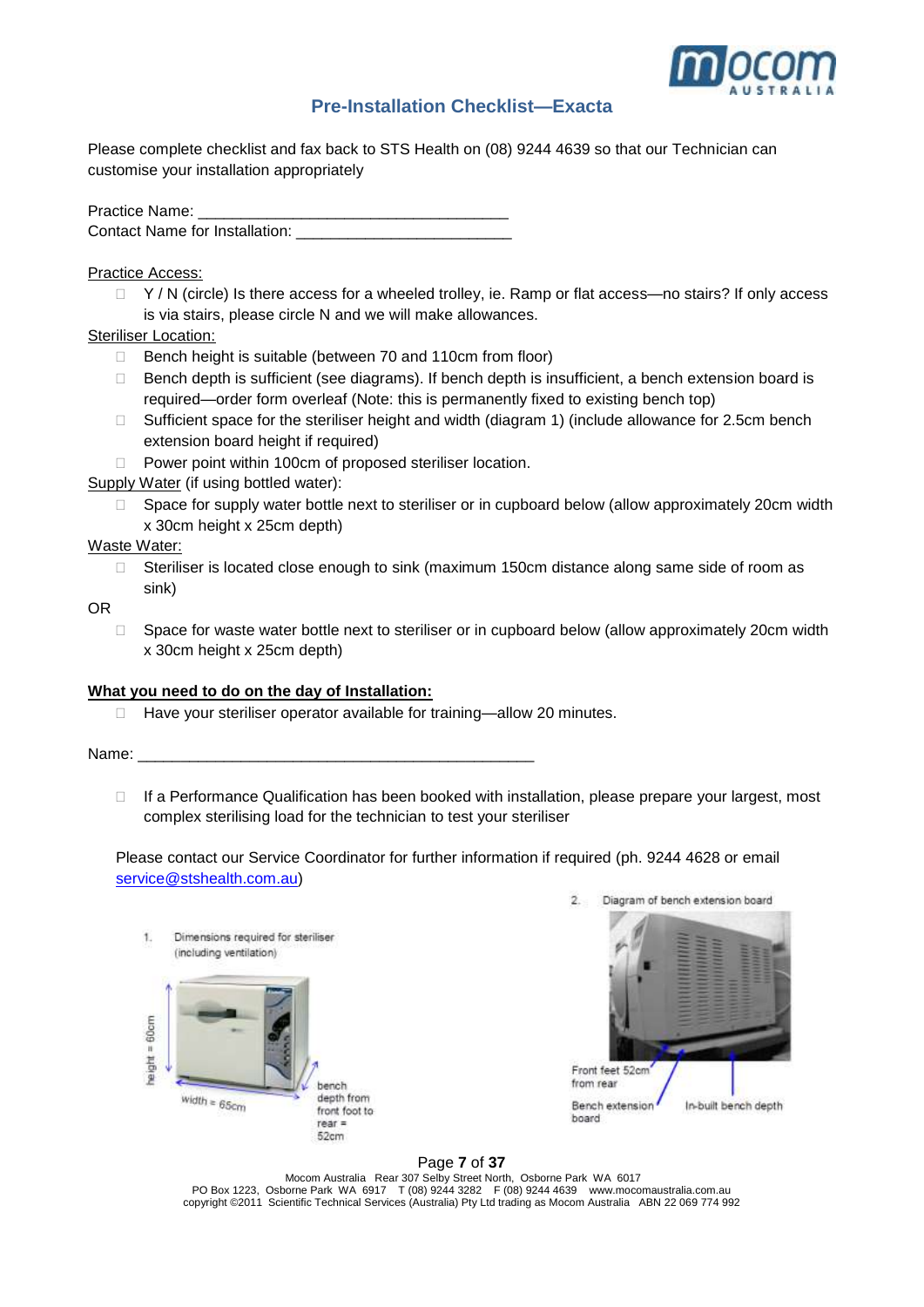# Pre-Installation Checklist—Exacta

Please complete checklist and fax back to STS Health on (08) 9244 4639 so that our Technician can customise your installation appropriately

Practice Name: ___________________________________

Contact Name for Installation: ________________________

Practice Access:

- ☐ Y / N (circle) Is there access for a wheeled trolley, ie. Ramp or flat access—no stairs? If only access is via stairs, please circle N and we will make allowances.

Steriliser Location:

- ☐ Bench height is suitable (between 70 and 110cm from floor)
- ☐ Bench depth is sufficient (see diagrams). If bench depth is insufficient, a bench extension board is required—order form overleaf (Note: this is permanently fixed to existing bench top)
- ☐ Sufficient space for the steriliser height and width (diagram 1) (include allowance for 2.5cm bench extension board height if required)
- ☐ Power point within 100cm of proposed steriliser location.

Supply Water (if using bottled water):

- ☐ Space for supply water bottle next to steriliser or in cupboard below (allow approximately 20cm width x 30cm height x 25cm depth)

Waste Water:

- ☐ Steriliser is located close enough to sink (maximum 150cm distance along same side of room as sink)

OR

- ☐ Space for waste water bottle next to steriliser or in cupboard below (allow approximately 20cm width x 30cm height x 25cm depth)

**What you need to do on the day of Installation:**

- ☐ Have your steriliser operator available for training—allow 20 minutes.

Name: ____________________________________________

- ☐ If a Performance Qualification has been booked with installation, please prepare your largest, most complex sterilising load for the technician to test your steriliser

Please contact our Service Coordinator for further information if required (ph. 9244 4628 or email service@stshealth.com.au)

1. Dimensions required for steriliser (including ventilation)

height = 60cm

width = 65cm

bench depth from front foot to rear = 52cm

2. Diagram of bench extension board

Front feet 52cm from rear

Bench extension board

In-built bench depth

Mocom Australia Rear 307 Selby Street North, Osborne Park WA 6017
PO Box 1223, Osborne Park WA 6917 T (08) 9244 3282 F (08) 9244 4639 www.mocomaustralia.com.au
copyright ©2011 Scientific Technical Services (Australia) Pty Ltd trading as Mocom Australia ABN 22 069 774 992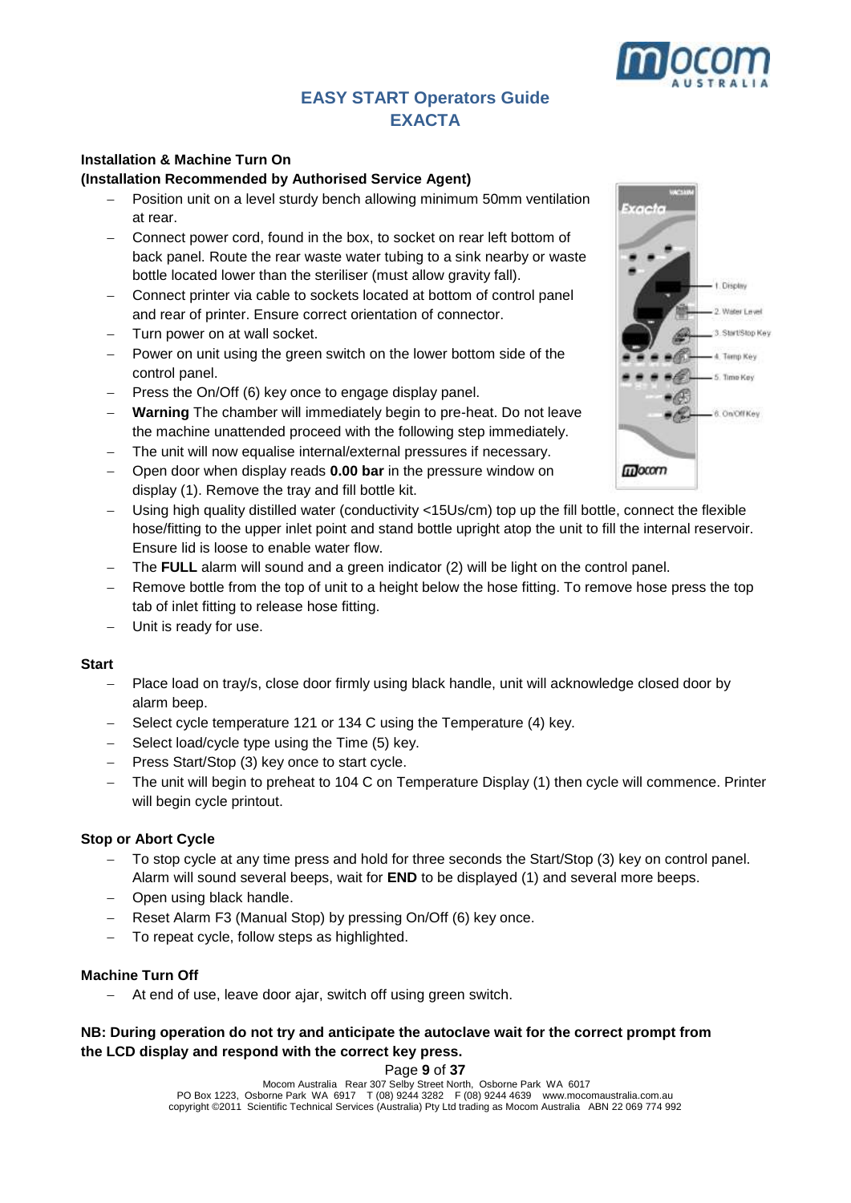# EASY START Operators Guide
# EXACTA

**Installation & Machine Turn On**
**(Installation Recommended by Authorised Service Agent)**

- Position unit on a level sturdy bench allowing minimum 50mm ventilation at rear.
- Connect power cord, found in the box, to socket on rear left bottom of back panel. Route the rear waste water tubing to a sink nearby or waste bottle located lower than the steriliser (must allow gravity fall).
- Connect printer via cable to sockets located at bottom of control panel and rear of printer. Ensure correct orientation of connector.
- Turn power on at wall socket.
- Power on unit using the green switch on the lower bottom side of the control panel.
- Press the On/Off (6) key once to engage display panel.
- **Warning** The chamber will immediately begin to pre-heat. Do not leave the machine unattended proceed with the following step immediately.
- The unit will now equalise internal/external pressures if necessary.
- Open door when display reads **0.00 bar** in the pressure window on display (1). Remove the tray and fill bottle kit.
- Using high quality distilled water (conductivity <15Us/cm) top up the fill bottle, connect the flexible hose/fitting to the upper inlet point and stand bottle upright atop the unit to fill the internal reservoir. Ensure lid is loose to enable water flow.
- The **FULL** alarm will sound and a green indicator (2) will be light on the control panel.
- Remove bottle from the top of unit to a height below the hose fitting. To remove hose press the top tab of inlet fitting to release hose fitting.
- Unit is ready for use.

1. Display
2. Water Level
3. Start/Stop Key
4. Temp Key
5. Time Key
6. On/Off Key

**Start**

- Place load on tray/s, close door firmly using black handle, unit will acknowledge closed door by alarm beep.
- Select cycle temperature 121 or 134 C using the Temperature (4) key.
- Select load/cycle type using the Time (5) key.
- Press Start/Stop (3) key once to start cycle.
- The unit will begin to preheat to 104 C on Temperature Display (1) then cycle will commence. Printer will begin cycle printout.

**Stop or Abort Cycle**

- To stop cycle at any time press and hold for three seconds the Start/Stop (3) key on control panel. Alarm will sound several beeps, wait for **END** to be displayed (1) and several more beeps.
- Open using black handle.
- Reset Alarm F3 (Manual Stop) by pressing On/Off (6) key once.
- To repeat cycle, follow steps as highlighted.

**Machine Turn Off**

- At end of use, leave door ajar, switch off using green switch.

**NB: During operation do not try and anticipate the autoclave wait for the correct prompt from the LCD display and respond with the correct key press.**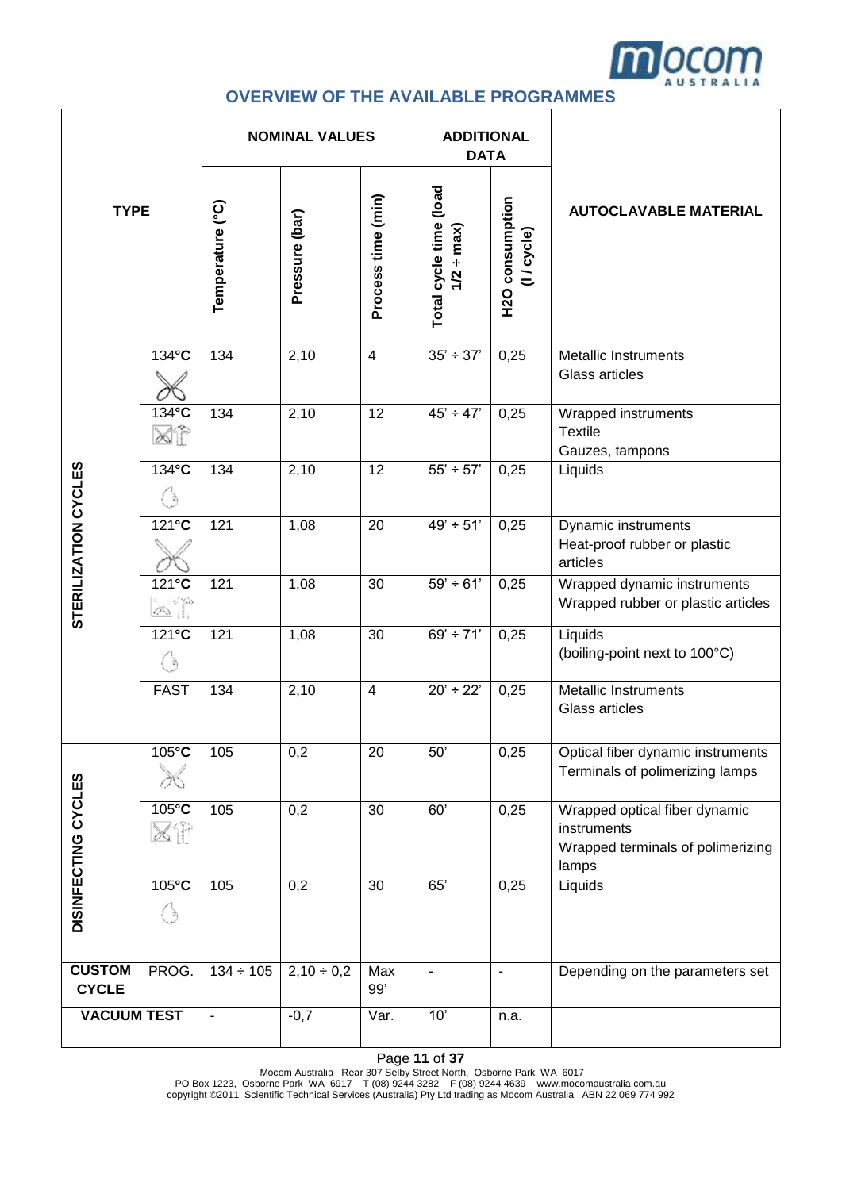## OVERVIEW OF THE AVAILABLE PROGRAMMES

| TYPE | | NOMINAL VALUES | | | ADDITIONAL DATA | | AUTOCLAVABLE MATERIAL |
|---|---|---|---|---|---|---|---|
| | | Temperature (°C) | Pressure (bar) | Process time (min) | Total cycle time (load 1/2 ÷ max) | H2O consumption (l / cycle) | |
| STERILIZATION CYCLES | **134°C** | 134 | 2,10 | 4 | 35' ÷ 37' | 0,25 | Metallic Instruments<br>Glass articles |
| | **134°C** | 134 | 2,10 | 12 | 45' ÷ 47' | 0,25 | Wrapped instruments<br>Textile<br>Gauzes, tampons |
| | **134°C** | 134 | 2,10 | 12 | 55' ÷ 57' | 0,25 | Liquids |
| | **121°C** | 121 | 1,08 | 20 | 49' ÷ 51' | 0,25 | Dynamic instruments<br>Heat-proof rubber or plastic articles |
| | **121°C** | 121 | 1,08 | 30 | 59' ÷ 61' | 0,25 | Wrapped dynamic instruments<br>Wrapped rubber or plastic articles |
| | **121°C** | 121 | 1,08 | 30 | 69' ÷ 71' | 0,25 | Liquids<br>(boiling-point next to 100°C) |
| | FAST | 134 | 2,10 | 4 | 20' ÷ 22' | 0,25 | Metallic Instruments<br>Glass articles |
| DISINFECTING CYCLES | **105°C** | 105 | 0,2 | 20 | 50' | 0,25 | Optical fiber dynamic instruments<br>Terminals of polimerizing lamps |
| | **105°C** | 105 | 0,2 | 30 | 60' | 0,25 | Wrapped optical fiber dynamic instruments<br>Wrapped terminals of polimerizing lamps |
| | **105°C** | 105 | 0,2 | 30 | 65' | 0,25 | Liquids |
| **CUSTOM CYCLE** | PROG. | 134 ÷ 105 | 2,10 ÷ 0,2 | Max 99' | - | - | Depending on the parameters set |
| **VACUUM TEST** | | - | -0,7 | Var. | 10' | n.a. | |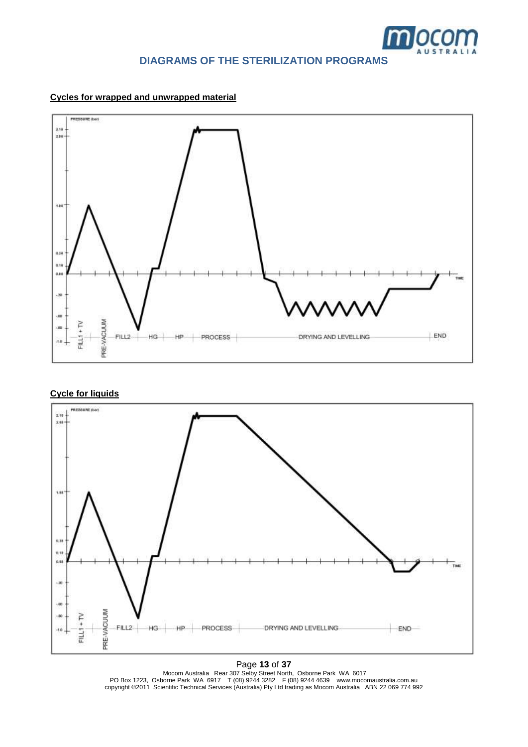# DIAGRAMS OF THE STERILIZATION PROGRAMS

**Cycles for wrapped and unwrapped material**

PRESSURE (bar)

2.10
2.00
1.00
0.30
0.10
0.00
-.30
-.60
-.80
-1.0

TIME

FILL1 + TV | PRE-VACUUM | FILL2 | HG | HP | PROCESS | DRYING AND LEVELLING | END

**Cycle for liquids**

PRESSURE (bar)

2.10
2.00
1.00
0.30
0.10
0.00
-.30
-.60
-.80
-1.0

TIME

FILL1 + TV | PRE-VACUUM | FILL2 | HG | HP | PROCESS | DRYING AND LEVELLING | END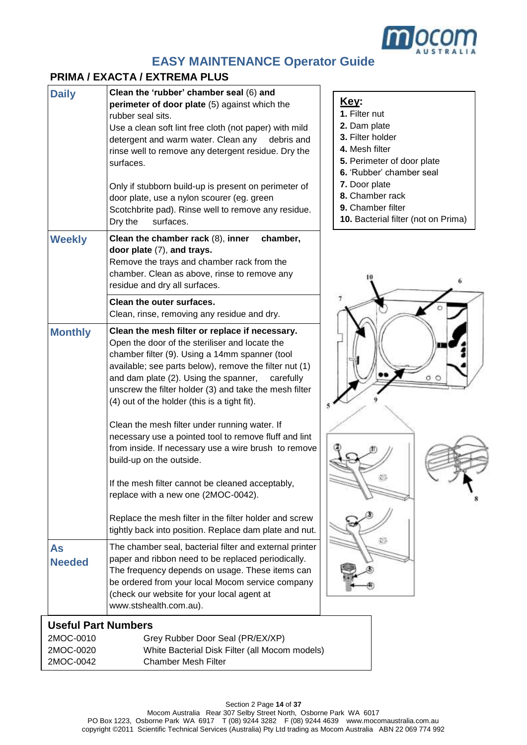# EASY MAINTENANCE Operator Guide

## PRIMA / EXACTA / EXTREMA PLUS

| | |
|---|---|
| **Daily** | **Clean the 'rubber' chamber seal** (6) **and perimeter of door plate** (5) against which the rubber seal sits.<br>Use a clean soft lint free cloth (not paper) with mild detergent and warm water. Clean any debris and rinse well to remove any detergent residue. Dry the surfaces.<br><br>Only if stubborn build-up is present on perimeter of door plate, use a nylon scourer (eg. green Scotchbrite pad). Rinse well to remove any residue. Dry the surfaces. |
| **Weekly** | **Clean the chamber rack** (8), **inner chamber, door plate** (7), **and trays.**<br>Remove the trays and chamber rack from the chamber. Clean as above, rinse to remove any residue and dry all surfaces. |
| | **Clean the outer surfaces.**<br>Clean, rinse, removing any residue and dry. |
| **Monthly** | **Clean the mesh filter or replace if necessary.**<br>Open the door of the steriliser and locate the chamber filter (9). Using a 14mm spanner (tool available; see parts below), remove the filter nut (1) and dam plate (2). Using the spanner, carefully unscrew the filter holder (3) and take the mesh filter (4) out of the holder (this is a tight fit).<br><br>Clean the mesh filter under running water. If necessary use a pointed tool to remove fluff and lint from inside. If necessary use a wire brush to remove build-up on the outside.<br><br>If the mesh filter cannot be cleaned acceptably, replace with a new one (2MOC-0042).<br><br>Replace the mesh filter in the filter holder and screw tightly back into position. Replace dam plate and nut. |
| **As Needed** | The chamber seal, bacterial filter and external printer paper and ribbon need to be replaced periodically. The frequency depends on usage. These items can be ordered from your local Mocom service company (check our website for your local agent at www.stshealth.com.au). |

**Key:**

1. Filter nut
2. Dam plate
3. Filter holder
4. Mesh filter
5. Perimeter of door plate
6. 'Rubber' chamber seal
7. Door plate
8. Chamber rack
9. Chamber filter
10. Bacterial filter (not on Prima)

### Useful Part Numbers

| | |
|---|---|
| 2MOC-0010 | Grey Rubber Door Seal (PR/EX/XP) |
| 2MOC-0020 | White Bacterial Disk Filter (all Mocom models) |
| 2MOC-0042 | Chamber Mesh Filter |

Mocom Australia Rear 307 Selby Street North, Osborne Park WA 6017
PO Box 1223, Osborne Park WA 6917 T (08) 9244 3282 F (08) 9244 4639 www.mocomaustralia.com.au
copyright ©2011 Scientific Technical Services (Australia) Pty Ltd trading as Mocom Australia ABN 22 069 774 992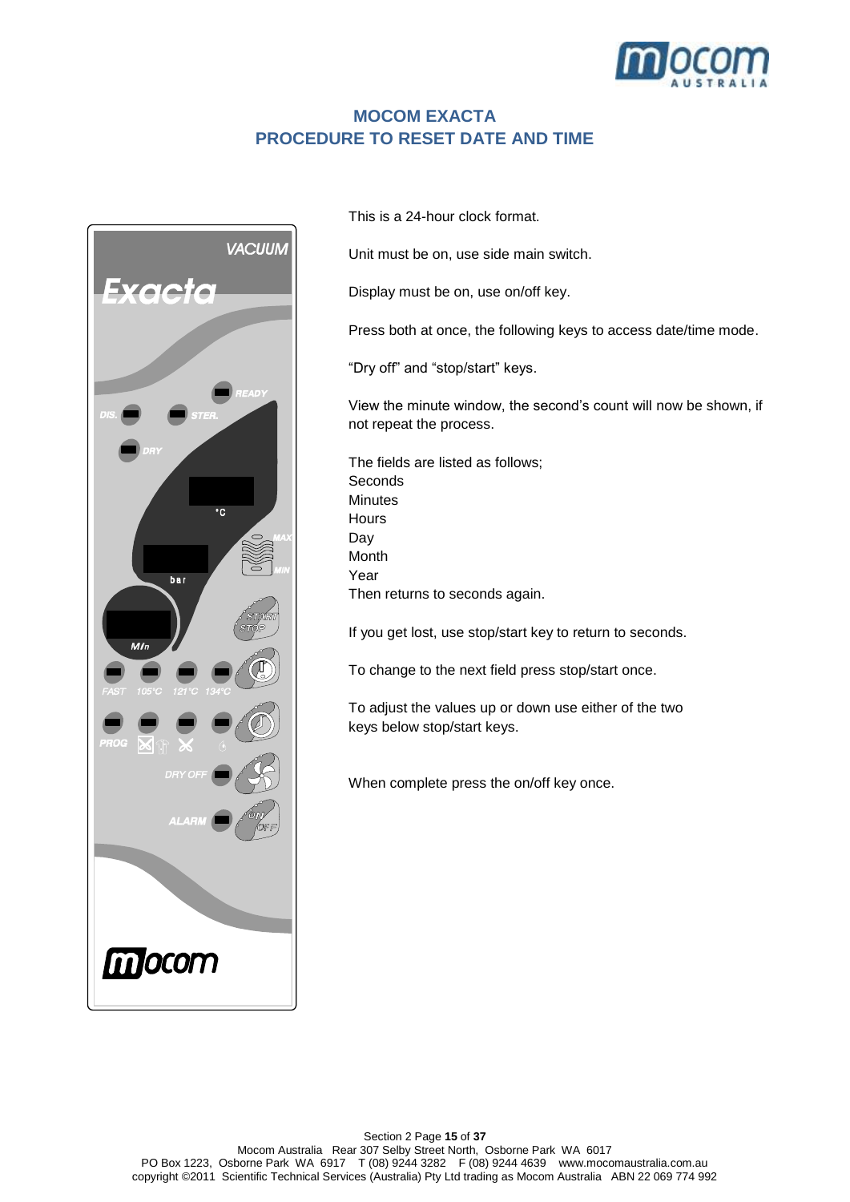# MOCOM EXACTA
## PROCEDURE TO RESET DATE AND TIME

This is a 24-hour clock format.

Unit must be on, use side main switch.

Display must be on, use on/off key.

Press both at once, the following keys to access date/time mode.

“Dry off” and “stop/start” keys.

View the minute window, the second’s count will now be shown, if not repeat the process.

The fields are listed as follows;
Seconds
Minutes
Hours
Day
Month
Year
Then returns to seconds again.

If you get lost, use stop/start key to return to seconds.

To change to the next field press stop/start once.

To adjust the values up or down use either of the two keys below stop/start keys.

When complete press the on/off key once.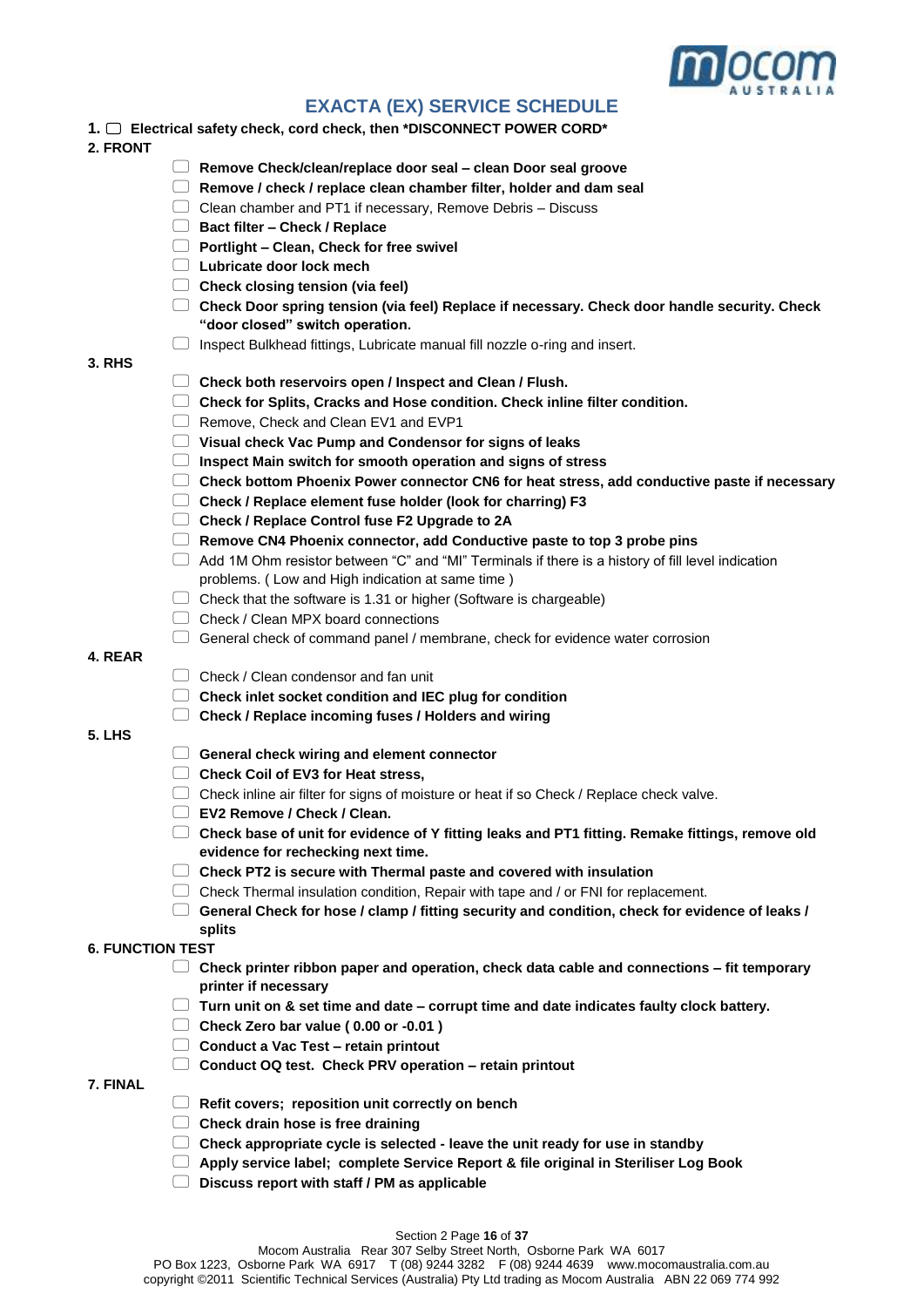# EXACTA (EX) SERVICE SCHEDULE

1. ☐ **Electrical safety check, cord check, then *DISCONNECT POWER CORD***

**2. FRONT**

- ☐ **Remove Check/clean/replace door seal – clean Door seal groove**
- ☐ **Remove / check / replace clean chamber filter, holder and dam seal**
- ☐ Clean chamber and PT1 if necessary, Remove Debris – Discuss
- ☐ **Bact filter – Check / Replace**
- ☐ **Portlight – Clean, Check for free swivel**
- ☐ **Lubricate door lock mech**
- ☐ **Check closing tension (via feel)**
- ☐ **Check Door spring tension (via feel) Replace if necessary. Check door handle security. Check "door closed" switch operation.**
- ☐ Inspect Bulkhead fittings, Lubricate manual fill nozzle o-ring and insert.

**3. RHS**

- ☐ **Check both reservoirs open / Inspect and Clean / Flush.**
- ☐ **Check for Splits, Cracks and Hose condition. Check inline filter condition.**
- ☐ Remove, Check and Clean EV1 and EVP1
- ☐ **Visual check Vac Pump and Condensor for signs of leaks**
- ☐ **Inspect Main switch for smooth operation and signs of stress**
- ☐ **Check bottom Phoenix Power connector CN6 for heat stress, add conductive paste if necessary**
- ☐ **Check / Replace element fuse holder (look for charring) F3**
- ☐ **Check / Replace Control fuse F2 Upgrade to 2A**
- ☐ **Remove CN4 Phoenix connector, add Conductive paste to top 3 probe pins**
- ☐ Add 1M Ohm resistor between "C" and "MI" Terminals if there is a history of fill level indication problems. ( Low and High indication at same time )
- ☐ Check that the software is 1.31 or higher (Software is chargeable)
- ☐ Check / Clean MPX board connections
- ☐ General check of command panel / membrane, check for evidence water corrosion

**4. REAR**

- ☐ Check / Clean condensor and fan unit
- ☐ **Check inlet socket condition and IEC plug for condition**
- ☐ **Check / Replace incoming fuses / Holders and wiring**

**5. LHS**

- ☐ **General check wiring and element connector**
- ☐ **Check Coil of EV3 for Heat stress,**
- ☐ Check inline air filter for signs of moisture or heat if so Check / Replace check valve.
- ☐ **EV2 Remove / Check / Clean.**
- ☐ **Check base of unit for evidence of Y fitting leaks and PT1 fitting. Remake fittings, remove old evidence for rechecking next time.**
- ☐ **Check PT2 is secure with Thermal paste and covered with insulation**
- ☐ Check Thermal insulation condition, Repair with tape and / or FNI for replacement.
- ☐ **General Check for hose / clamp / fitting security and condition, check for evidence of leaks / splits**

**6. FUNCTION TEST**

- ☐ **Check printer ribbon paper and operation, check data cable and connections – fit temporary printer if necessary**
- ☐ **Turn unit on & set time and date – corrupt time and date indicates faulty clock battery.**
- ☐ **Check Zero bar value ( 0.00 or -0.01 )**
- ☐ **Conduct a Vac Test – retain printout**
- ☐ **Conduct OQ test. Check PRV operation – retain printout**

**7. FINAL**

- ☐ **Refit covers; reposition unit correctly on bench**
- ☐ **Check drain hose is free draining**
- ☐ **Check appropriate cycle is selected - leave the unit ready for use in standby**
- ☐ **Apply service label; complete Service Report & file original in Steriliser Log Book**
- ☐ **Discuss report with staff / PM as applicable**

Mocom Australia Rear 307 Selby Street North, Osborne Park WA 6017
PO Box 1223, Osborne Park WA 6917 T (08) 9244 3282 F (08) 9244 4639 www.mocomaustralia.com.au
copyright ©2011 Scientific Technical Services (Australia) Pty Ltd trading as Mocom Australia ABN 22 069 774 992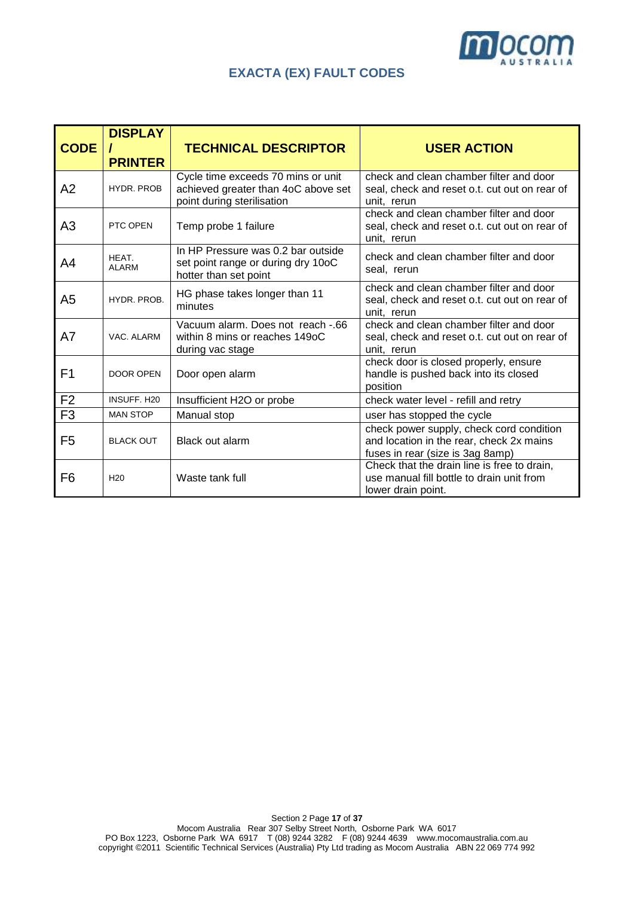# EXACTA (EX) FAULT CODES

| CODE | DISPLAY / PRINTER | TECHNICAL DESCRIPTOR | USER ACTION |
|---|---|---|---|
| A2 | HYDR. PROB | Cycle time exceeds 70 mins or unit achieved greater than 4oC above set point during sterilisation | check and clean chamber filter and door seal, check and reset o.t. cut out on rear of unit, rerun |
| A3 | PTC OPEN | Temp probe 1 failure | check and clean chamber filter and door seal, check and reset o.t. cut out on rear of unit, rerun |
| A4 | HEAT. ALARM | In HP Pressure was 0.2 bar outside set point range or during dry 10oC hotter than set point | check and clean chamber filter and door seal, rerun |
| A5 | HYDR. PROB. | HG phase takes longer than 11 minutes | check and clean chamber filter and door seal, check and reset o.t. cut out on rear of unit, rerun |
| A7 | VAC. ALARM | Vacuum alarm. Does not reach -.66 within 8 mins or reaches 149oC during vac stage | check and clean chamber filter and door seal, check and reset o.t. cut out on rear of unit, rerun |
| F1 | DOOR OPEN | Door open alarm | check door is closed properly, ensure handle is pushed back into its closed position |
| F2 | INSUFF. H20 | Insufficient H2O or probe | check water level - refill and retry |
| F3 | MAN STOP | Manual stop | user has stopped the cycle |
| F5 | BLACK OUT | Black out alarm | check power supply, check cord condition and location in the rear, check 2x mains fuses in rear (size is 3ag 8amp) |
| F6 | H20 | Waste tank full | Check that the drain line is free to drain, use manual fill bottle to drain unit from lower drain point. |

Mocom Australia Rear 307 Selby Street North, Osborne Park WA 6017
PO Box 1223, Osborne Park WA 6917 T (08) 9244 3282 F (08) 9244 4639 www.mocomaustralia.com.au
copyright ©2011 Scientific Technical Services (Australia) Pty Ltd trading as Mocom Australia ABN 22 069 774 992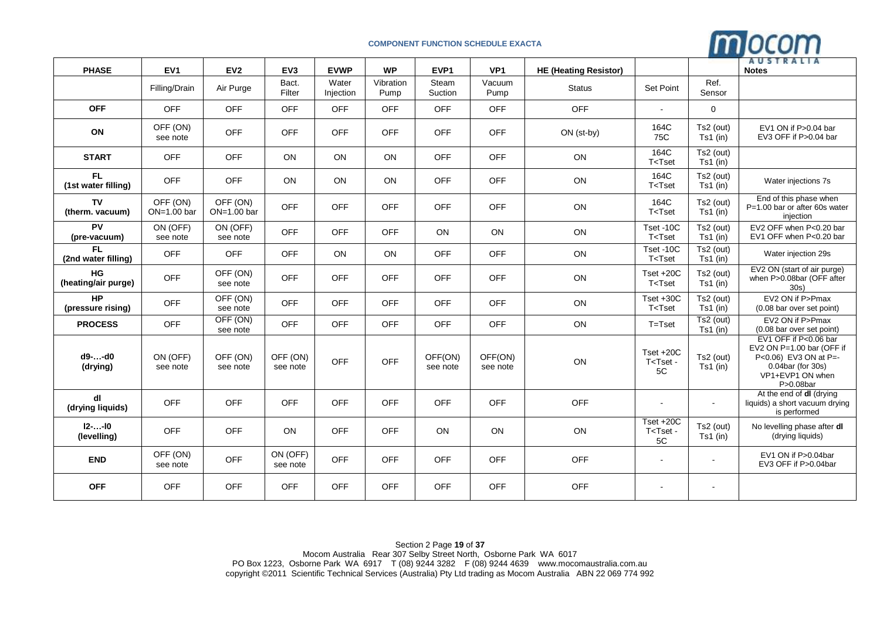**COMPONENT FUNCTION SCHEDULE EXACTA**

| PHASE | EV1 | EV2 | EV3 | EVWP | WP | EVP1 | VP1 | HE (Heating Resistor) | | | Notes |
|---|---|---|---|---|---|---|---|---|---|---|---|
| | Filling/Drain | Air Purge | Bact. Filter | Water Injection | Vibration Pump | Steam Suction | Vacuum Pump | Status | Set Point | Ref. Sensor | |
| **OFF** | OFF | OFF | OFF | OFF | OFF | OFF | OFF | OFF | - | 0 | |
| **ON** | OFF (ON) see note | OFF | OFF | OFF | OFF | OFF | OFF | ON (st-by) | 164C 75C | Ts2 (out) Ts1 (in) | EV1 ON if P>0.04 bar EV3 OFF if P>0.04 bar |
| **START** | OFF | OFF | ON | ON | ON | OFF | OFF | ON | 164C T<Tset | Ts2 (out) Ts1 (in) | |
| **FL (1st water filling)** | OFF | OFF | ON | ON | ON | OFF | OFF | ON | 164C T<Tset | Ts2 (out) Ts1 (in) | Water injections 7s |
| **TV (therm. vacuum)** | OFF (ON) ON=1.00 bar | OFF (ON) ON=1.00 bar | OFF | OFF | OFF | OFF | OFF | ON | 164C T<Tset | Ts2 (out) Ts1 (in) | End of this phase when P=1.00 bar or after 60s water injection |
| **PV (pre-vacuum)** | ON (OFF) see note | ON (OFF) see note | OFF | OFF | OFF | ON | ON | ON | Tset -10C T<Tset | Ts2 (out) Ts1 (in) | EV2 OFF when P<0.20 bar EV1 OFF when P<0.20 bar |
| **FL (2nd water filling)** | OFF | OFF | OFF | ON | ON | OFF | OFF | ON | Tset -10C T<Tset | Ts2 (out) Ts1 (in) | Water injection 29s |
| **HG (heating/air purge)** | OFF | OFF (ON) see note | OFF | OFF | OFF | OFF | OFF | ON | Tset +20C T<Tset | Ts2 (out) Ts1 (in) | EV2 ON (start of air purge) when P>0.08bar (OFF after 30s) |
| **HP (pressure rising)** | OFF | OFF (ON) see note | OFF | OFF | OFF | OFF | OFF | ON | Tset +30C T<Tset | Ts2 (out) Ts1 (in) | EV2 ON if P>Pmax (0.08 bar over set point) |
| **PROCESS** | OFF | OFF (ON) see note | OFF | OFF | OFF | OFF | OFF | ON | T=Tset | Ts2 (out) Ts1 (in) | EV2 ON if P>Pmax (0.08 bar over set point) |
| **d9-…-d0 (drying)** | ON (OFF) see note | OFF (ON) see note | OFF (ON) see note | OFF | OFF | OFF(ON) see note | OFF(ON) see note | ON | Tset +20C T<Tset - 5C | Ts2 (out) Ts1 (in) | EV1 OFF if P<0.06 bar EV2 ON P=1.00 bar (OFF if P<0.06) EV3 ON at P=-0.04bar (for 30s) VP1+EVP1 ON when P>0.08bar |
| **dl (drying liquids)** | OFF | OFF | OFF | OFF | OFF | OFF | OFF | OFF | - | - | At the end of **dl** (drying liquids) a short vacuum drying is performed |
| **l2-…-l0 (levelling)** | OFF | OFF | ON | OFF | OFF | ON | ON | ON | Tset +20C T<Tset - 5C | Ts2 (out) Ts1 (in) | No levelling phase after **dl** (drying liquids) |
| **END** | OFF (ON) see note | OFF | ON (OFF) see note | OFF | OFF | OFF | OFF | OFF | - | - | EV1 ON if P>0.04bar EV3 OFF if P>0.04bar |
| **OFF** | OFF | OFF | OFF | OFF | OFF | OFF | OFF | OFF | - | - | |

Mocom Australia Rear 307 Selby Street North, Osborne Park WA 6017
PO Box 1223, Osborne Park WA 6917 T (08) 9244 3282 F (08) 9244 4639 www.mocomaustralia.com.au
copyright ©2011 Scientific Technical Services (Australia) Pty Ltd trading as Mocom Australia ABN 22 069 774 992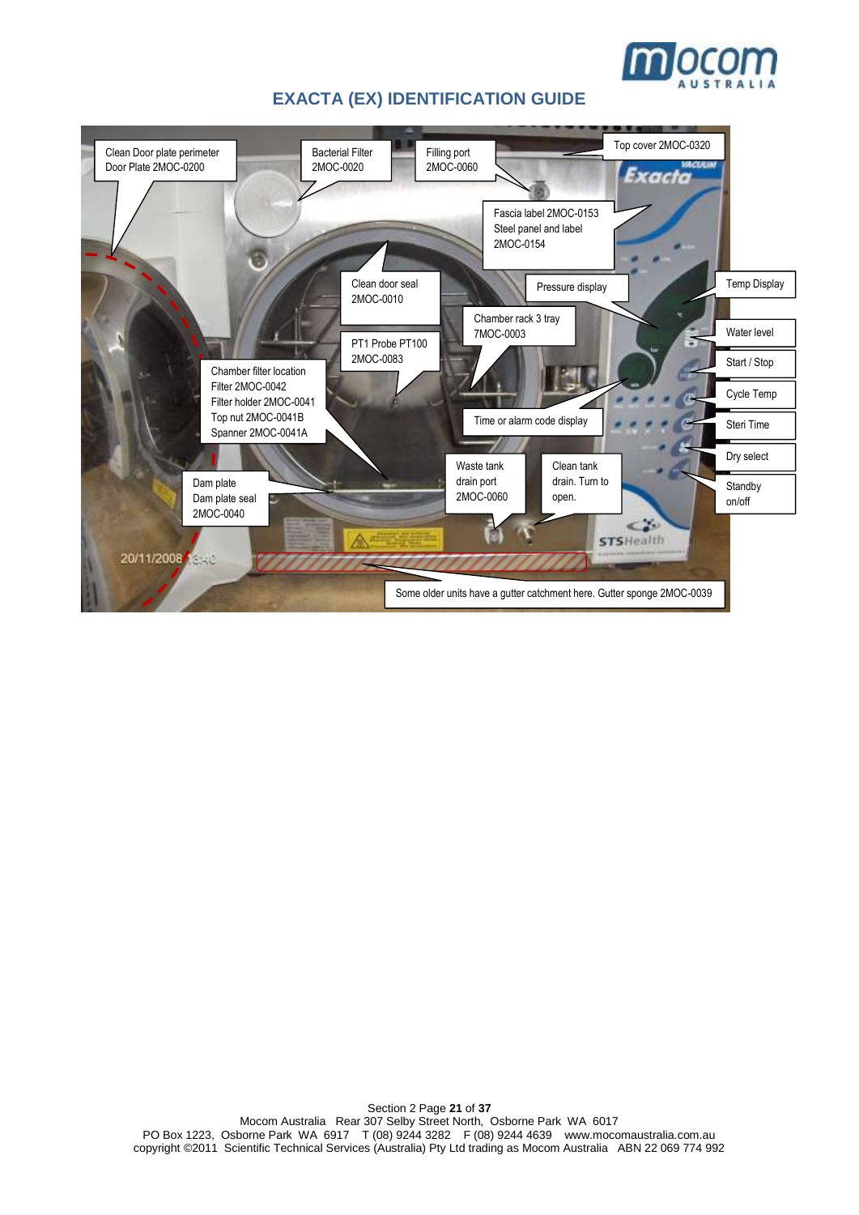# EXACTA (EX) IDENTIFICATION GUIDE

Clean Door plate perimeter
Door Plate 2MOC-0200

Bacterial Filter
2MOC-0020

Filling port
2MOC-0060

Top cover 2MOC-0320

Fascia label 2MOC-0153
Steel panel and label
2MOC-0154

Clean door seal
2MOC-0010

Pressure display

Temp Display

Chamber rack 3 tray
7MOC-0003

PT1 Probe PT100
2MOC-0083

Water level

Start / Stop

Chamber filter location
Filter 2MOC-0042
Filter holder 2MOC-0041
Top nut 2MOC-0041B
Spanner 2MOC-0041A

Cycle Temp

Time or alarm code display

Steri Time

Dry select

Waste tank
drain port
2MOC-0060

Clean tank
drain. Turn to
open.

Dam plate
Dam plate seal
2MOC-0040

Standby
on/off

Some older units have a gutter catchment here. Gutter sponge 2MOC-0039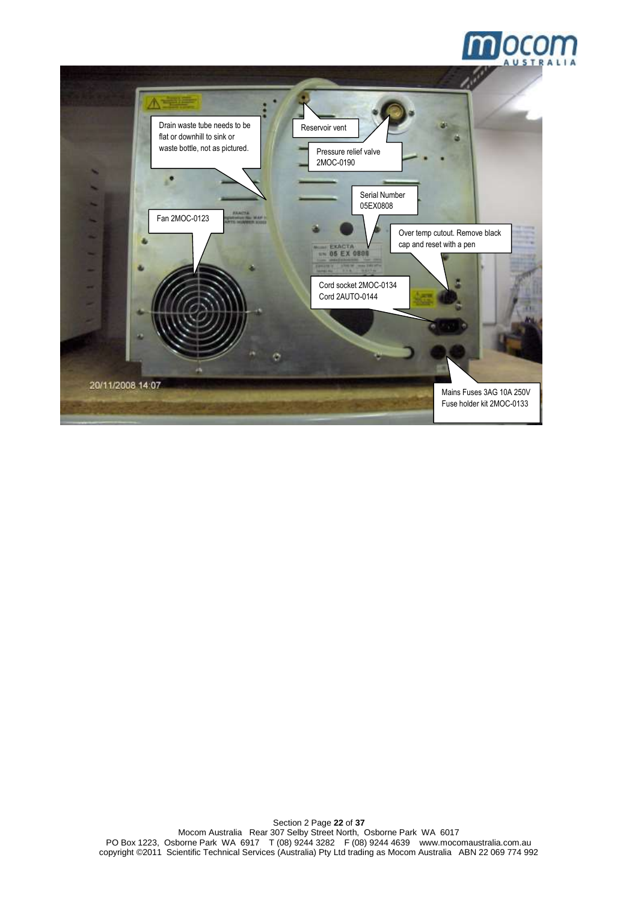Drain waste tube needs to be flat or downhill to sink or waste bottle, not as pictured.

Reservoir vent

Pressure relief valve 2MOC-0190

Serial Number 05EX0808

Fan 2MOC-0123

Over temp cutout. Remove black cap and reset with a pen

Cord socket 2MOC-0134
Cord 2AUTO-0144

Mains Fuses 3AG 10A 250V
Fuse holder kit 2MOC-0133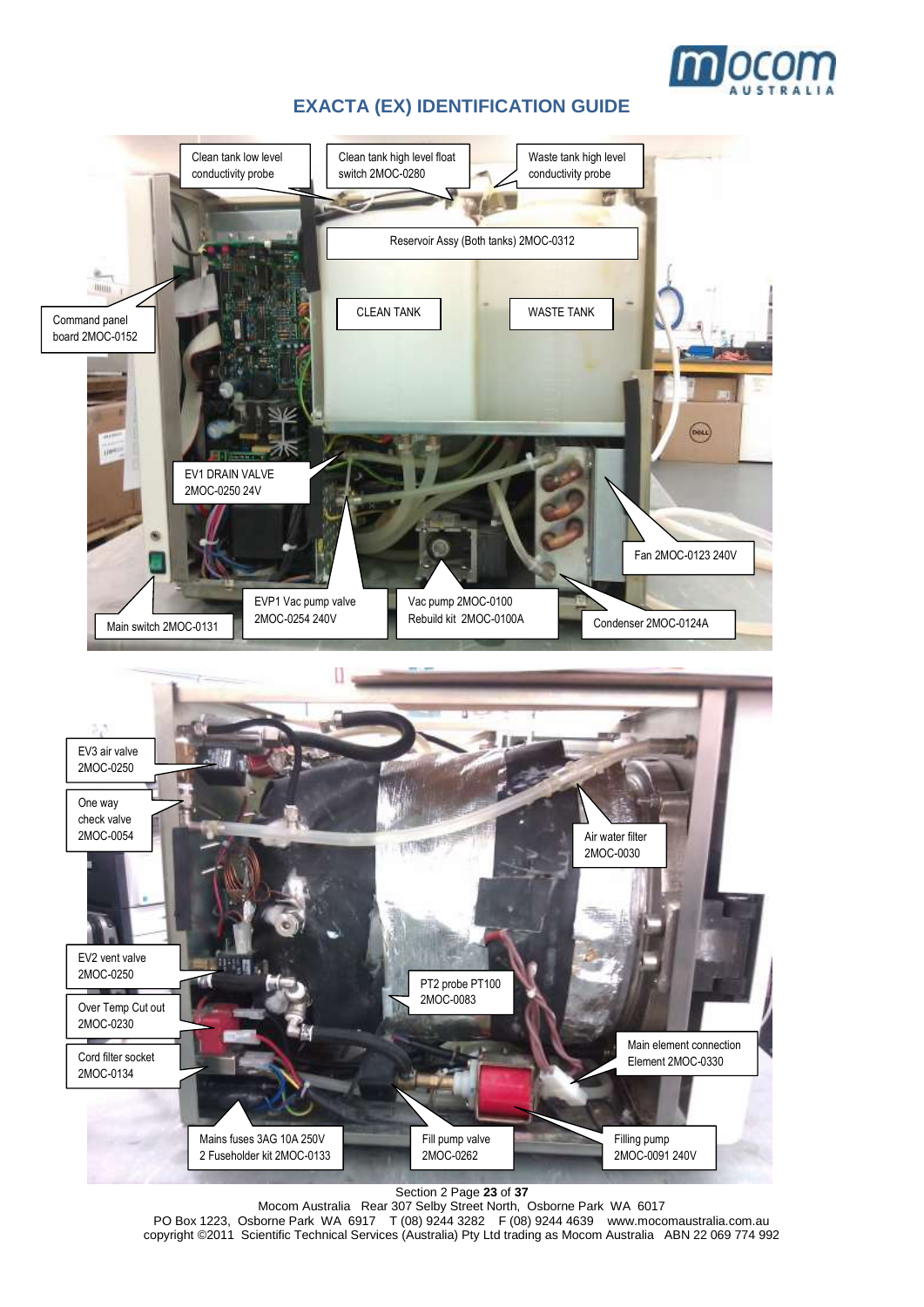# EXACTA (EX) IDENTIFICATION GUIDE

Clean tank low level conductivity probe

Clean tank high level float switch 2MOC-0280

Waste tank high level conductivity probe

Reservoir Assy (Both tanks) 2MOC-0312

CLEAN TANK

WASTE TANK

Command panel board 2MOC-0152

EV1 DRAIN VALVE 2MOC-0250 24V

Fan 2MOC-0123 240V

Main switch 2MOC-0131

EVP1 Vac pump valve 2MOC-0254 240V

Vac pump 2MOC-0100 Rebuild kit 2MOC-0100A

Condenser 2MOC-0124A

EV3 air valve 2MOC-0250

One way check valve 2MOC-0054

Air water filter 2MOC-0030

EV2 vent valve 2MOC-0250

PT2 probe PT100 2MOC-0083

Over Temp Cut out 2MOC-0230

Main element connection Element 2MOC-0330

Cord filter socket 2MOC-0134

Mains fuses 3AG 10A 250V 2 Fuseholder kit 2MOC-0133

Fill pump valve 2MOC-0262

Filling pump 2MOC-0091 240V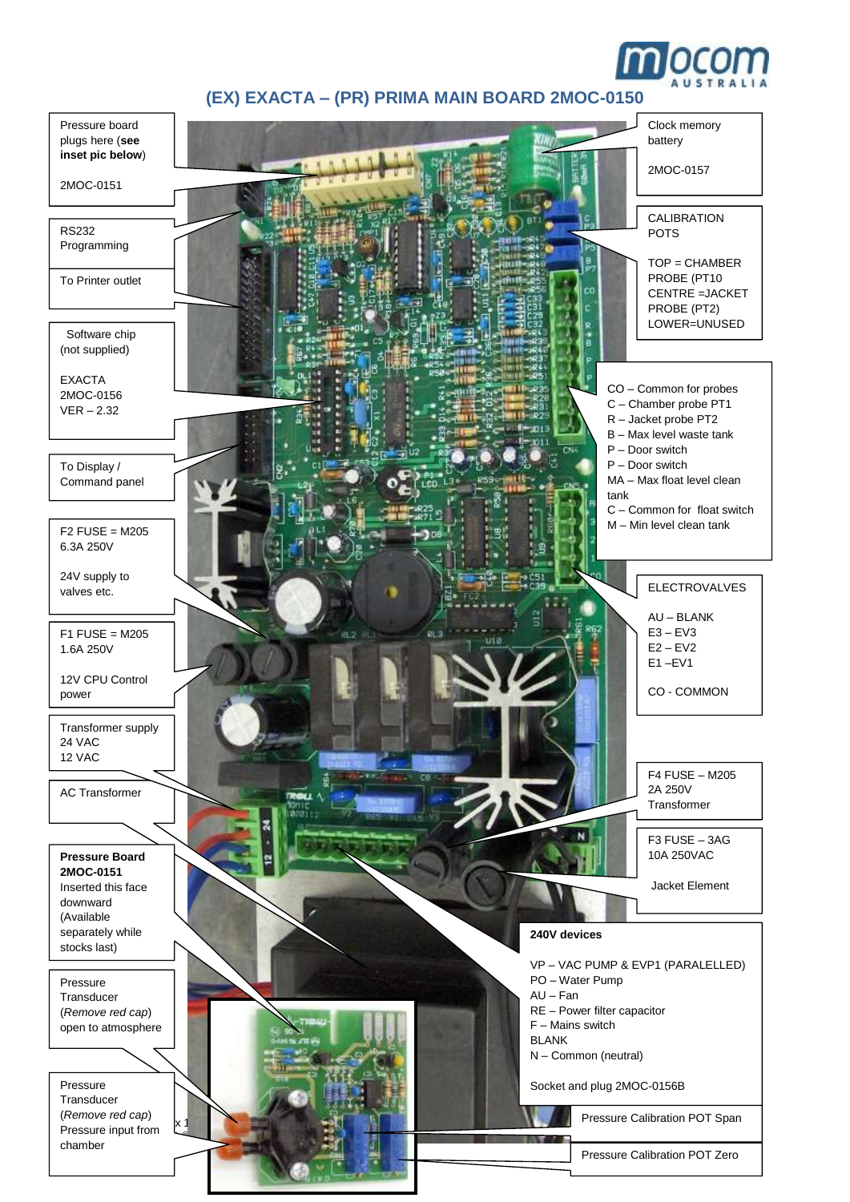## (EX) EXACTA – (PR) PRIMA MAIN BOARD 2MOC-0150

Pressure board plugs here (**see inset pic below**)

2MOC-0151

RS232 Programming

To Printer outlet

Software chip (not supplied)

EXACTA 2MOC-0156 VER – 2.32

To Display / Command panel

F2 FUSE = M205 6.3A 250V

24V supply to valves etc.

F1 FUSE = M205 1.6A 250V

12V CPU Control power

Transformer supply 24 VAC 12 VAC

AC Transformer

**Pressure Board 2MOC-0151** Inserted this face downward (Available separately while stocks last)

Pressure Transducer (*Remove red cap*) open to atmosphere

Pressure Transducer (*Remove red cap*) Pressure input from chamber

Clock memory battery

2MOC-0157

CALIBRATION POTS

TOP = CHAMBER PROBE (PT10
CENTRE =JACKET PROBE (PT2)
LOWER=UNUSED

CO – Common for probes
C – Chamber probe PT1
R – Jacket probe PT2
B – Max level waste tank
P – Door switch
P – Door switch
MA – Max float level clean tank
C – Common for float switch
M – Min level clean tank

ELECTROVALVES

AU – BLANK
E3 – EV3
E2 – EV2
E1 –EV1

CO - COMMON

F4 FUSE – M205 2A 250V Transformer

F3 FUSE – 3AG 10A 250VAC

Jacket Element

**240V devices**

VP – VAC PUMP & EVP1 (PARALELLED)
PO – Water Pump
AU – Fan
RE – Power filter capacitor
F – Mains switch
BLANK
N – Common (neutral)

Socket and plug 2MOC-0156B

Pressure Calibration POT Span

Pressure Calibration POT Zero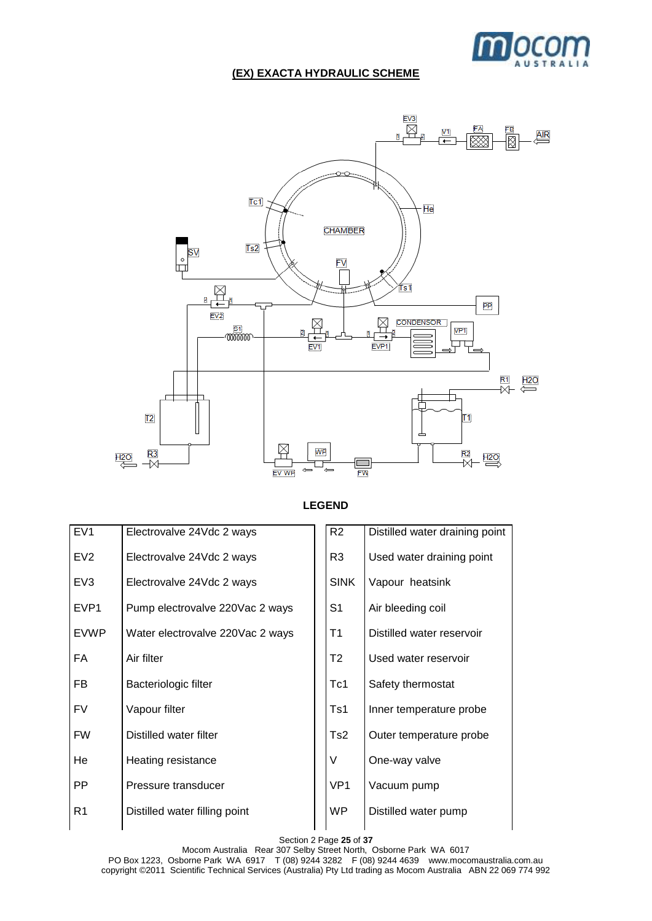## (EX) EXACTA HYDRAULIC SCHEME

### LEGEND

| | | | | |
|---|---|---|---|---|
| EV1 | Electrovalve 24Vdc 2 ways | | R2 | Distilled water draining point |
| EV2 | Electrovalve 24Vdc 2 ways | | R3 | Used water draining point |
| EV3 | Electrovalve 24Vdc 2 ways | | SINK | Vapour heatsink |
| EVP1 | Pump electrovalve 220Vac 2 ways | | S1 | Air bleeding coil |
| EVWP | Water electrovalve 220Vac 2 ways | | T1 | Distilled water reservoir |
| FA | Air filter | | T2 | Used water reservoir |
| FB | Bacteriologic filter | | Tc1 | Safety thermostat |
| FV | Vapour filter | | Ts1 | Inner temperature probe |
| FW | Distilled water filter | | Ts2 | Outer temperature probe |
| He | Heating resistance | | V | One-way valve |
| PP | Pressure transducer | | VP1 | Vacuum pump |
| R1 | Distilled water filling point | | WP | Distilled water pump |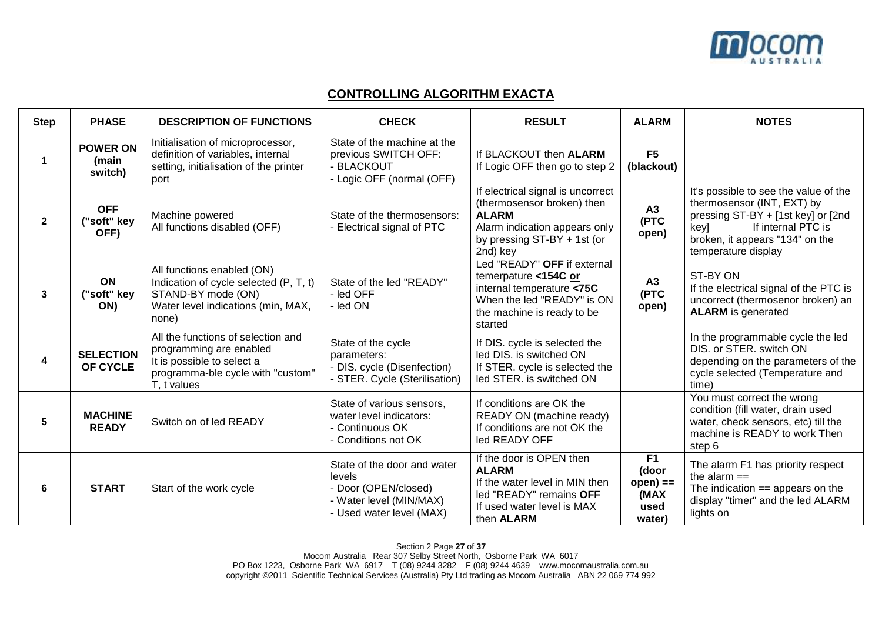## CONTROLLING ALGORITHM EXACTA

| Step | PHASE | DESCRIPTION OF FUNCTIONS | CHECK | RESULT | ALARM | NOTES |
|---|---|---|---|---|---|---|
| 1 | **POWER ON (main switch)** | Initialisation of microprocessor, definition of variables, internal setting, initialisation of the printer port | State of the machine at the previous SWITCH OFF:<br>- BLACKOUT<br>- Logic OFF (normal (OFF) | If BLACKOUT then **ALARM**<br>If Logic OFF then go to step 2 | **F5 (blackout)** | |
| 2 | **OFF ("soft" key OFF)** | Machine powered<br>All functions disabled (OFF) | State of the thermosensors:<br>- Electrical signal of PTC | If electrical signal is uncorrect (thermosensor broken) then **ALARM**<br>Alarm indication appears only by pressing ST-BY + 1st (or 2nd) key | **A3 (PTC open)** | It's possible to see the value of the thermosensor (INT, EXT) by pressing ST-BY + [1st key] or [2nd key] If internal PTC is broken, it appears "134" on the temperature display |
| 3 | **ON ("soft" key ON)** | All functions enabled (ON)<br>Indication of cycle selected (P, T, t)<br>STAND-BY mode (ON)<br>Water level indications (min, MAX, none) | State of the led "READY"<br>- led OFF<br>- led ON | Led "READY" **OFF** if external temerpature **<154C <u>or</u>** internal temperature **<75C**<br>When the led "READY" is ON the machine is ready to be started | **A3 (PTC open)** | ST-BY ON<br>If the electrical signal of the PTC is uncorrect (thermosenor broken) an **ALARM** is generated |
| 4 | **SELECTION OF CYCLE** | All the functions of selection and programming are enabled<br>It is possible to select a programma-ble cycle with "custom" T, t values | State of the cycle parameters:<br>- DIS. cycle (Disenfection)<br>- STER. Cycle (Sterilisation) | If DIS. cycle is selected the led DIS. is switched ON<br>If STER. cycle is selected the led STER. is switched ON | | In the programmable cycle the led DIS. or STER. switch ON depending on the parameters of the cycle selected (Temperature and time) |
| 5 | **MACHINE READY** | Switch on of led READY | State of various sensors, water level indicators:<br>- Continuous OK<br>- Conditions not OK | If conditions are OK the READY ON (machine ready)<br>If conditions are not OK the led READY OFF | | You must correct the wrong condition (fill water, drain used water, check sensors, etc) till the machine is READY to work Then step 6 |
| 6 | **START** | Start of the work cycle | State of the door and water levels<br>- Door (OPEN/closed)<br>- Water level (MIN/MAX)<br>- Used water level (MAX) | If the door is OPEN then **ALARM**<br>If the water level in MIN then led "READY" remains **OFF**<br>If used water level is MAX then **ALARM** | **F1 (door open) == (MAX used water)** | The alarm F1 has priority respect the alarm ==<br>The indication == appears on the display "timer" and the led ALARM lights on |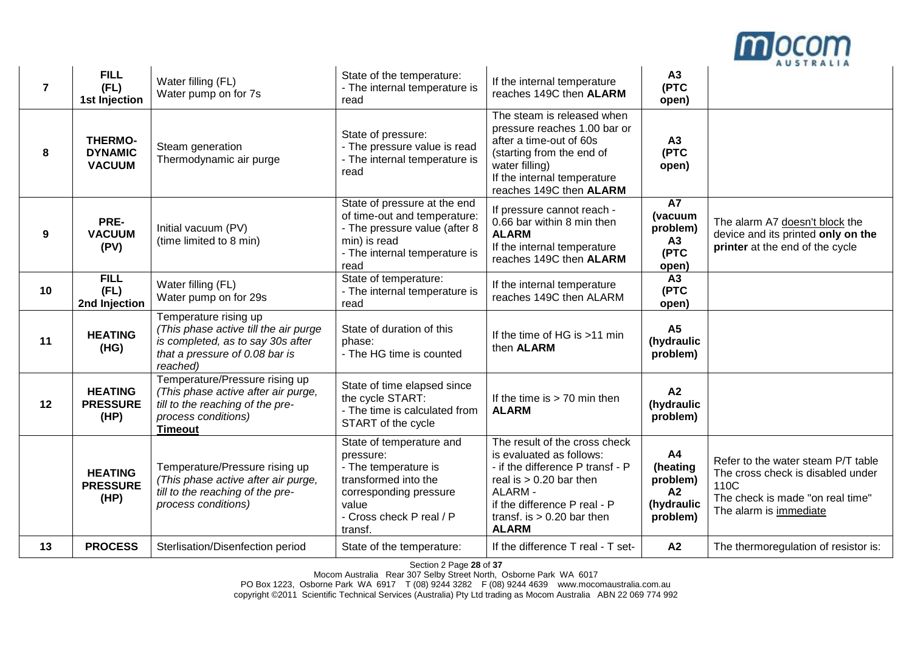| 7 | **FILL (FL) 1st Injection** | Water filling (FL) Water pump on for 7s | State of the temperature: - The internal temperature is read | If the internal temperature reaches 149C then **ALARM** | **A3 (PTC open)** | |
|---|---|---|---|---|---|---|
| 8 | **THERMO-DYNAMIC VACUUM** | Steam generation Thermodynamic air purge | State of pressure: - The pressure value is read - The internal temperature is read | The steam is released when pressure reaches 1.00 bar or after a time-out of 60s (starting from the end of water filling) If the internal temperature reaches 149C then **ALARM** | **A3 (PTC open)** | |
| 9 | **PRE-VACUUM (PV)** | Initial vacuum (PV) (time limited to 8 min) | State of pressure at the end of time-out and temperature: - The pressure value (after 8 min) is read - The internal temperature is read | If pressure cannot reach - 0.66 bar within 8 min then **ALARM** If the internal temperature reaches 149C then **ALARM** | **A7 (vacuum problem) A3 (PTC open)** | The alarm A7 doesn't block the device and its printed **only on the printer** at the end of the cycle |
| 10 | **FILL (FL) 2nd Injection** | Water filling (FL) Water pump on for 29s | State of temperature: - The internal temperature is read | If the internal temperature reaches 149C then ALARM | **A3 (PTC open)** | |
| 11 | **HEATING (HG)** | Temperature rising up *(This phase active till the air purge is completed, as to say 30s after that a pressure of 0.08 bar is reached)* | State of duration of this phase: - The HG time is counted | If the time of HG is >11 min then **ALARM** | **A5 (hydraulic problem)** | |
| 12 | **HEATING PRESSURE (HP)** | Temperature/Pressure rising up *(This phase active after air purge, till the reaching of the pre-process conditions)* **Timeout** | State of time elapsed since the cycle START: - The time is calculated from START of the cycle | If the time is > 70 min then **ALARM** | **A2 (hydraulic problem)** | |
| | **HEATING PRESSURE (HP)** | Temperature/Pressure rising up *(This phase active after air purge, till the reaching of the pre-process conditions)* | State of temperature and pressure: - The temperature is transformed into the corresponding pressure value - Cross check P real / P transf. | The result of the cross check is evaluated as follows: - if the difference P transf - P real is > 0.20 bar then ALARM - if the difference P real - P transf. is > 0.20 bar then **ALARM** | **A4 (heating problem) A2 (hydraulic problem)** | Refer to the water steam P/T table The cross check is disabled under 110C The check is made "on real time" The alarm is immediate |
| 13 | **PROCESS** | Sterlisation/Disenfection period | State of the temperature: | If the difference T real - T set- | **A2** | The thermoregulation of resistor is: |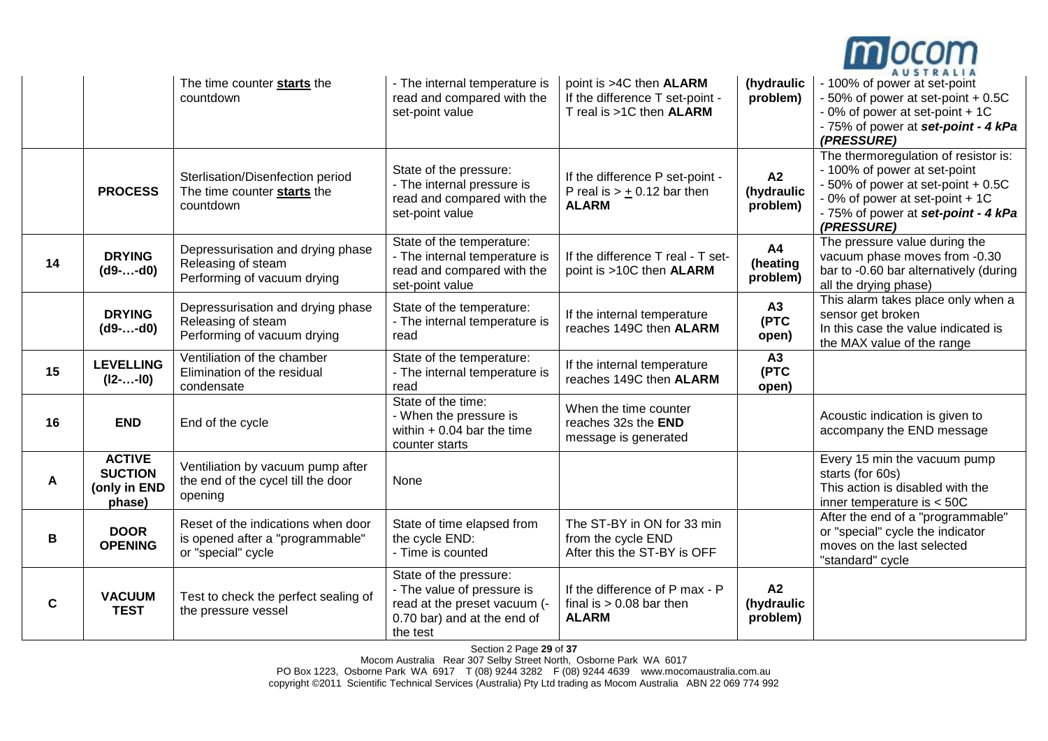| | | | | | | |
|---|---|---|---|---|---|---|
| | | The time counter **starts** the countdown | - The internal temperature is read and compared with the set-point value | point is >4C then **ALARM**<br>If the difference T set-point - T real is >1C then **ALARM** | **(hydraulic problem)** | - 100% of power at set-point<br>- 50% of power at set-point + 0.5C<br>- 0% of power at set-point + 1C<br>- 75% of power at ***set-point - 4 kPa (PRESSURE)*** |
| | **PROCESS** | Sterlisation/Disenfection period<br>The time counter **starts** the countdown | State of the pressure:<br>- The internal pressure is read and compared with the set-point value | If the difference P set-point - P real is > ± 0.12 bar then **ALARM** | **A2 (hydraulic problem)** | The thermoregulation of resistor is:<br>- 100% of power at set-point<br>- 50% of power at set-point + 0.5C<br>- 0% of power at set-point + 1C<br>- 75% of power at ***set-point - 4 kPa (PRESSURE)*** |
| **14** | **DRYING (d9-…-d0)** | Depressurisation and drying phase<br>Releasing of steam<br>Performing of vacuum drying | State of the temperature:<br>- The internal temperature is read and compared with the set-point value | If the difference T real - T set-point is >10C then **ALARM** | **A4 (heating problem)** | The pressure value during the vacuum phase moves from -0.30 bar to -0.60 bar alternatively (during all the drying phase) |
| | **DRYING (d9-…-d0)** | Depressurisation and drying phase<br>Releasing of steam<br>Performing of vacuum drying | State of the temperature:<br>- The internal temperature is read | If the internal temperature reaches 149C then **ALARM** | **A3 (PTC open)** | This alarm takes place only when a sensor get broken<br>In this case the value indicated is the MAX value of the range |
| **15** | **LEVELLING (l2-…-l0)** | Ventilation of the chamber<br>Elimination of the residual condensate | State of the temperature:<br>- The internal temperature is read | If the internal temperature reaches 149C then **ALARM** | **A3 (PTC open)** | |
| **16** | **END** | End of the cycle | State of the time:<br>- When the pressure is within + 0.04 bar the time counter starts | When the time counter reaches 32s the **END** message is generated | | Acoustic indication is given to accompany the END message |
| **A** | **ACTIVE SUCTION (only in END phase)** | Ventiliation by vacuum pump after the end of the cycel till the door opening | None | | | Every 15 min the vacuum pump starts (for 60s)<br>This action is disabled with the inner temperature is < 50C |
| **B** | **DOOR OPENING** | Reset of the indications when door is opened after a "programmable" or "special" cycle | State of time elapsed from the cycle END:<br>- Time is counted | The ST-BY in ON for 33 min from the cycle END<br>After this the ST-BY is OFF | | After the end of a "programmable" or "special" cycle the indicator moves on the last selected "standard" cycle |
| **C** | **VACUUM TEST** | Test to check the perfect sealing of the pressure vessel | State of the pressure:<br>- The value of pressure is read at the preset vacuum (-0.70 bar) and at the end of the test | If the difference of P max - P final is > 0.08 bar then **ALARM** | **A2 (hydraulic problem)** | |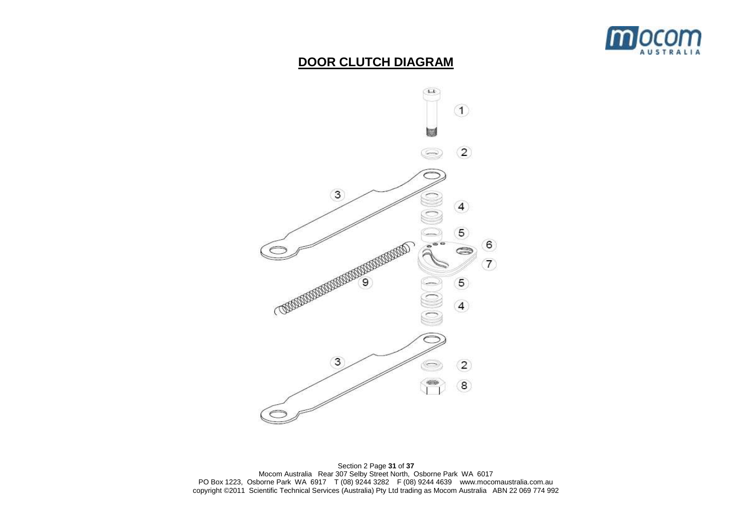## DOOR CLUTCH DIAGRAM

1

2

3

4

5

6

7

9

5

4

3

2

8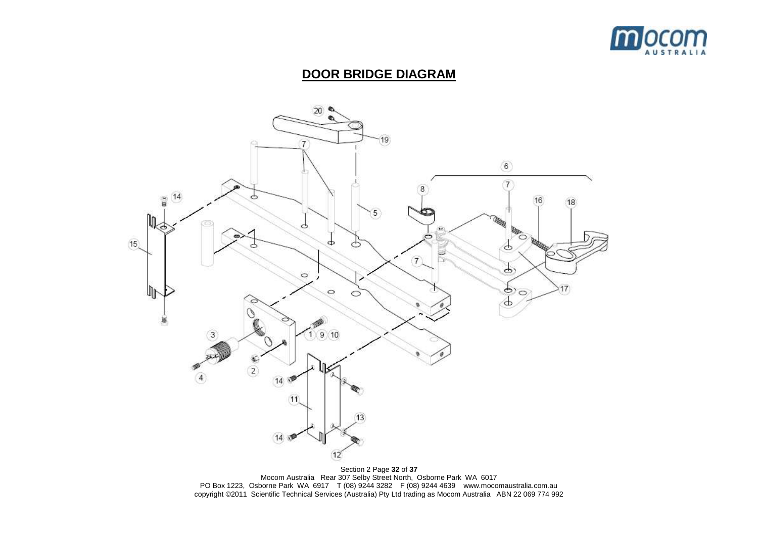# DOOR BRIDGE DIAGRAM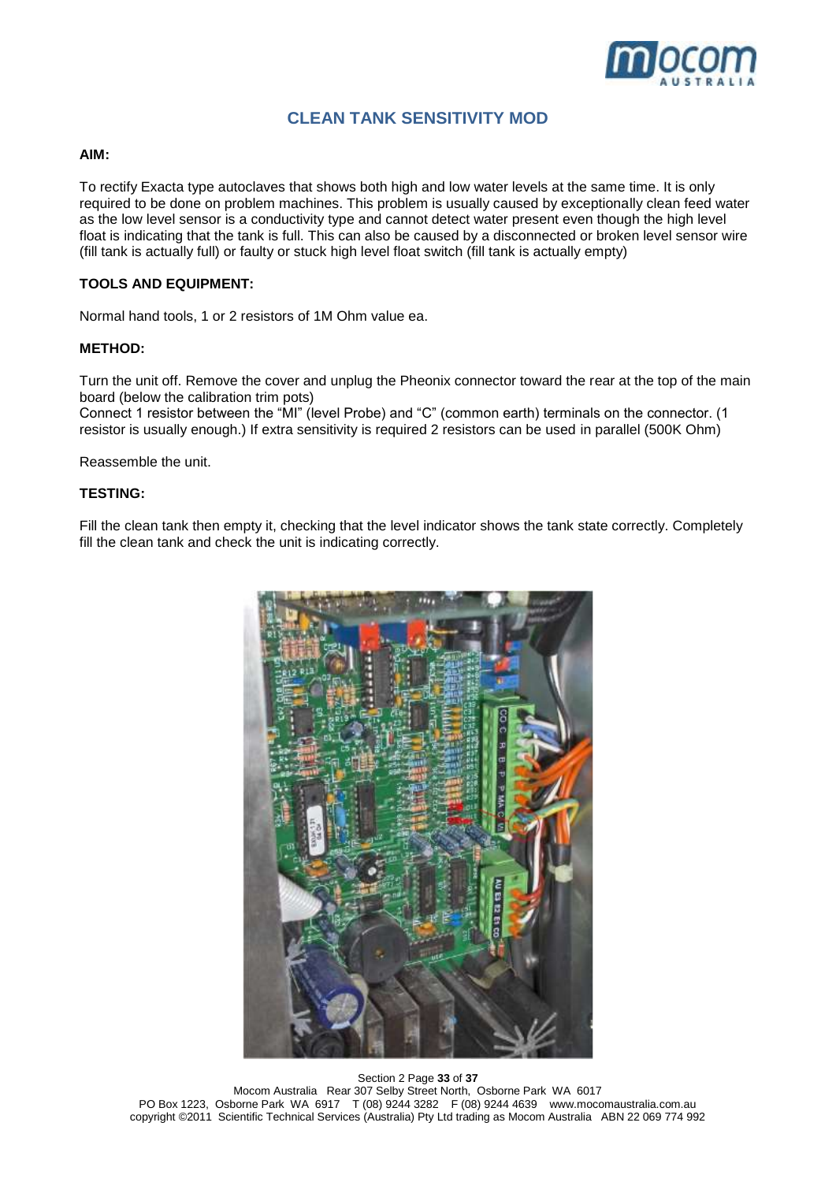# CLEAN TANK SENSITIVITY MOD

**AIM:**

To rectify Exacta type autoclaves that shows both high and low water levels at the same time. It is only required to be done on problem machines. This problem is usually caused by exceptionally clean feed water as the low level sensor is a conductivity type and cannot detect water present even though the high level float is indicating that the tank is full. This can also be caused by a disconnected or broken level sensor wire (fill tank is actually full) or faulty or stuck high level float switch (fill tank is actually empty)

**TOOLS AND EQUIPMENT:**

Normal hand tools, 1 or 2 resistors of 1M Ohm value ea.

**METHOD:**

Turn the unit off. Remove the cover and unplug the Pheonix connector toward the rear at the top of the main board (below the calibration trim pots)
Connect 1 resistor between the "MI" (level Probe) and "C" (common earth) terminals on the connector. (1 resistor is usually enough.) If extra sensitivity is required 2 resistors can be used in parallel (500K Ohm)

Reassemble the unit.

**TESTING:**

Fill the clean tank then empty it, checking that the level indicator shows the tank state correctly. Completely fill the clean tank and check the unit is indicating correctly.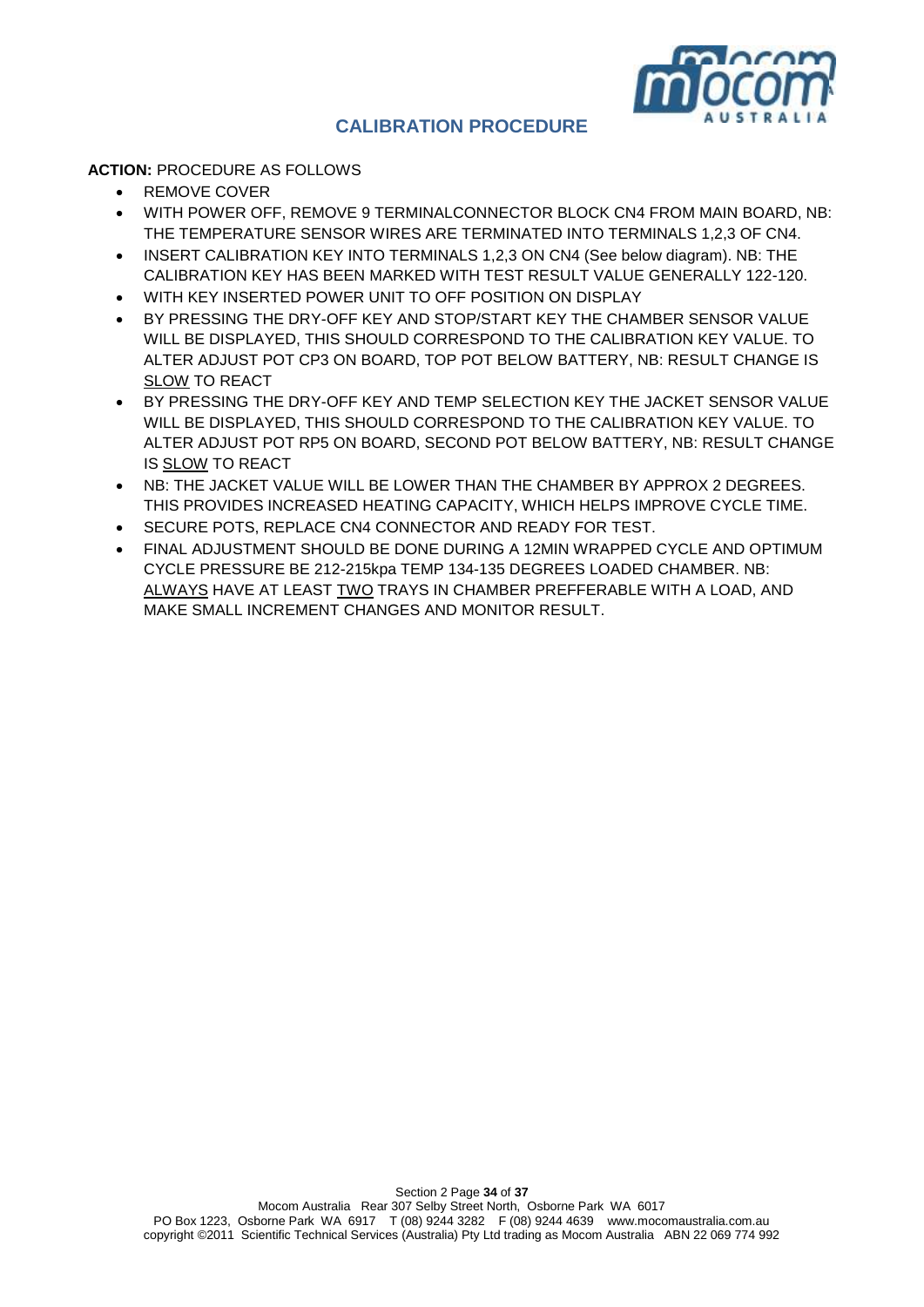# CALIBRATION PROCEDURE

**ACTION:** PROCEDURE AS FOLLOWS

- REMOVE COVER
- WITH POWER OFF, REMOVE 9 TERMINALCONNECTOR BLOCK CN4 FROM MAIN BOARD, NB: THE TEMPERATURE SENSOR WIRES ARE TERMINATED INTO TERMINALS 1,2,3 OF CN4.
- INSERT CALIBRATION KEY INTO TERMINALS 1,2,3 ON CN4 (See below diagram). NB: THE CALIBRATION KEY HAS BEEN MARKED WITH TEST RESULT VALUE GENERALLY 122-120.
- WITH KEY INSERTED POWER UNIT TO OFF POSITION ON DISPLAY
- BY PRESSING THE DRY-OFF KEY AND STOP/START KEY THE CHAMBER SENSOR VALUE WILL BE DISPLAYED, THIS SHOULD CORRESPOND TO THE CALIBRATION KEY VALUE. TO ALTER ADJUST POT CP3 ON BOARD, TOP POT BELOW BATTERY, NB: RESULT CHANGE IS <u>SLOW</u> TO REACT
- BY PRESSING THE DRY-OFF KEY AND TEMP SELECTION KEY THE JACKET SENSOR VALUE WILL BE DISPLAYED, THIS SHOULD CORRESPOND TO THE CALIBRATION KEY VALUE. TO ALTER ADJUST POT RP5 ON BOARD, SECOND POT BELOW BATTERY, NB: RESULT CHANGE IS <u>SLOW</u> TO REACT
- NB: THE JACKET VALUE WILL BE LOWER THAN THE CHAMBER BY APPROX 2 DEGREES. THIS PROVIDES INCREASED HEATING CAPACITY, WHICH HELPS IMPROVE CYCLE TIME.
- SECURE POTS, REPLACE CN4 CONNECTOR AND READY FOR TEST.
- FINAL ADJUSTMENT SHOULD BE DONE DURING A 12MIN WRAPPED CYCLE AND OPTIMUM CYCLE PRESSURE BE 212-215kpa TEMP 134-135 DEGREES LOADED CHAMBER. NB: <u>ALWAYS</u> HAVE AT LEAST <u>TWO</u> TRAYS IN CHAMBER PREFFERABLE WITH A LOAD, AND MAKE SMALL INCREMENT CHANGES AND MONITOR RESULT.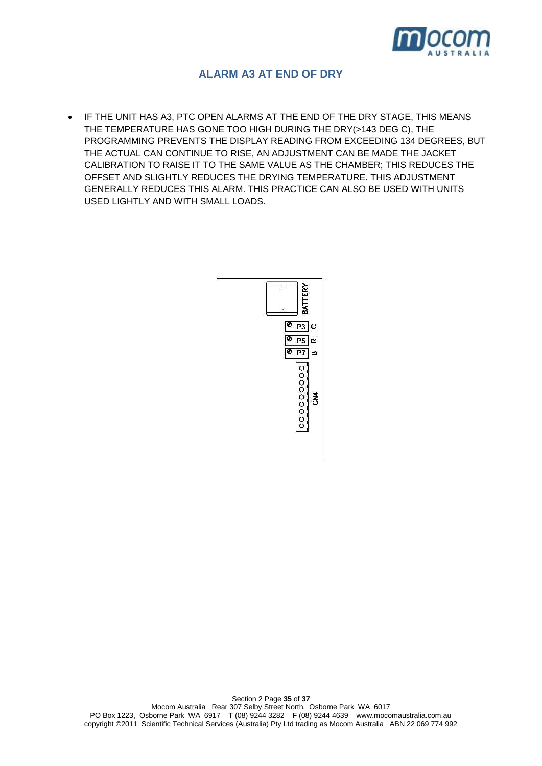## ALARM A3 AT END OF DRY

- IF THE UNIT HAS A3, PTC OPEN ALARMS AT THE END OF THE DRY STAGE, THIS MEANS THE TEMPERATURE HAS GONE TOO HIGH DURING THE DRY(>143 DEG C), THE PROGRAMMING PREVENTS THE DISPLAY READING FROM EXCEEDING 134 DEGREES, BUT THE ACTUAL CAN CONTINUE TO RISE, AN ADJUSTMENT CAN BE MADE THE JACKET CALIBRATION TO RAISE IT TO THE SAME VALUE AS THE CHAMBER; THIS REDUCES THE OFFSET AND SLIGHTLY REDUCES THE DRYING TEMPERATURE. THIS ADJUSTMENT GENERALLY REDUCES THIS ALARM. THIS PRACTICE CAN ALSO BE USED WITH UNITS USED LIGHTLY AND WITH SMALL LOADS.

BATTERY

+

-

P3 C

P5 R

P7 B

CN4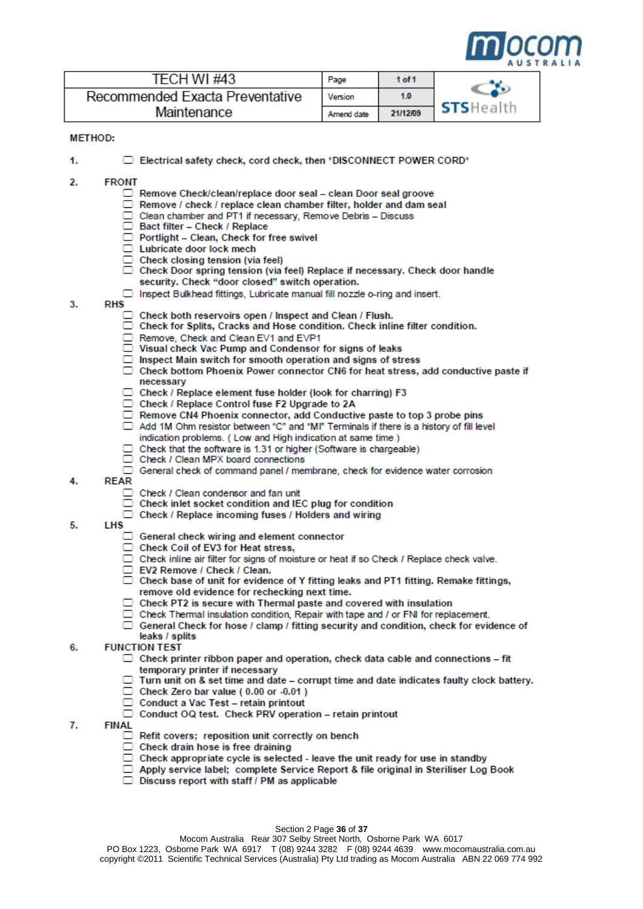| TECH WI #43 | Page | 1 of 1 |
|---|---|---|
| Recommended Exacta Preventative Maintenance | Version | 1.0 |
| | Amend date | 21/12/09 |

**METHOD:**

1. ☐ **Electrical safety check, cord check, then *DISCONNECT POWER CORD***

2. **FRONT**
   - ☐ **Remove Check/clean/replace door seal – clean Door seal groove**
   - ☐ **Remove / check / replace clean chamber filter, holder and dam seal**
   - ☐ Clean chamber and PT1 if necessary, Remove Debris – Discuss
   - ☐ **Bact filter – Check / Replace**
   - ☐ **Portlight – Clean, Check for free swivel**
   - ☐ **Lubricate door lock mech**
   - ☐ **Check closing tension (via feel)**
   - ☐ **Check Door spring tension (via feel) Replace if necessary. Check door handle security. Check "door closed" switch operation.**
   - ☐ Inspect Bulkhead fittings, Lubricate manual fill nozzle o-ring and insert.

3. **RHS**
   - ☐ **Check both reservoirs open / Inspect and Clean / Flush.**
   - ☐ **Check for Splits, Cracks and Hose condition. Check inline filter condition.**
   - ☐ Remove, Check and Clean EV1 and EVP1
   - ☐ **Visual check Vac Pump and Condensor for signs of leaks**
   - ☐ **Inspect Main switch for smooth operation and signs of stress**
   - ☐ **Check bottom Phoenix Power connector CN6 for heat stress, add conductive paste if necessary**
   - ☐ **Check / Replace element fuse holder (look for charring) F3**
   - ☐ **Check / Replace Control fuse F2 Upgrade to 2A**
   - ☐ **Remove CN4 Phoenix connector, add Conductive paste to top 3 probe pins**
   - ☐ Add 1M Ohm resistor between "C" and "MI" Terminals if there is a history of fill level indication problems. ( Low and High indication at same time )
   - ☐ Check that the software is 1.31 or higher (Software is chargeable)
   - ☐ Check / Clean MPX board connections
   - ☐ General check of command panel / membrane, check for evidence water corrosion

4. **REAR**
   - ☐ Check / Clean condensor and fan unit
   - ☐ **Check inlet socket condition and IEC plug for condition**
   - ☐ **Check / Replace incoming fuses / Holders and wiring**

5. **LHS**
   - ☐ **General check wiring and element connector**
   - ☐ **Check Coil of EV3 for Heat stress,**
   - ☐ Check inline air filter for signs of moisture or heat if so Check / Replace check valve.
   - ☐ **EV2 Remove / Check / Clean.**
   - ☐ **Check base of unit for evidence of Y fitting leaks and PT1 fitting. Remake fittings, remove old evidence for rechecking next time.**
   - ☐ **Check PT2 is secure with Thermal paste and covered with insulation**
   - ☐ Check Thermal insulation condition, Repair with tape and / or FNI for replacement.
   - ☐ **General Check for hose / clamp / fitting security and condition, check for evidence of leaks / splits**

6. **FUNCTION TEST**
   - ☐ **Check printer ribbon paper and operation, check data cable and connections – fit temporary printer if necessary**
   - ☐ **Turn unit on & set time and date – corrupt time and date indicates faulty clock battery.**
   - ☐ **Check Zero bar value ( 0.00 or -0.01 )**
   - ☐ **Conduct a Vac Test – retain printout**
   - ☐ **Conduct OQ test. Check PRV operation – retain printout**

7. **FINAL**
   - ☐ **Refit covers; reposition unit correctly on bench**
   - ☐ **Check drain hose is free draining**
   - ☐ **Check appropriate cycle is selected - leave the unit ready for use in standby**
   - ☐ **Apply service label; complete Service Report & file original in Steriliser Log Book**
   - ☐ **Discuss report with staff / PM as applicable**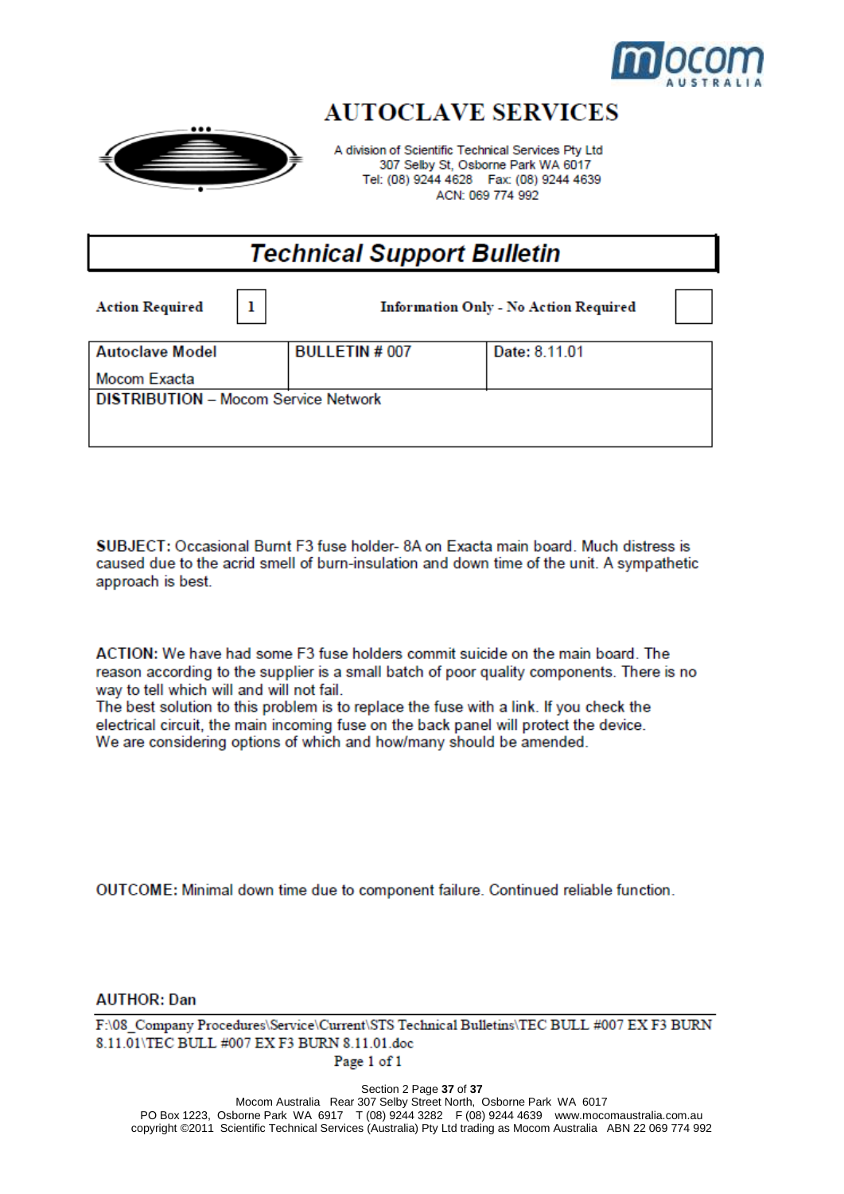mocom AUSTRALIA

# AUTOCLAVE SERVICES

A division of Scientific Technical Services Pty Ltd
307 Selby St, Osborne Park WA 6017
Tel: (08) 9244 4628 Fax: (08) 9244 4639
ACN: 069 774 992

## *Technical Support Bulletin*

| | | | |
|---|---|---|---|
| **Action Required** | 1 | **Information Only - No Action Required** | |

| | | |
|---|---|---|
| **Autoclave Model**<br>Mocom Exacta | **BULLETIN #** 007 | **Date:** 8.11.01 |
| **DISTRIBUTION** – Mocom Service Network | | |

**SUBJECT:** Occasional Burnt F3 fuse holder- 8A on Exacta main board. Much distress is caused due to the acrid smell of burn-insulation and down time of the unit. A sympathetic approach is best.

**ACTION:** We have had some F3 fuse holders commit suicide on the main board. The reason according to the supplier is a small batch of poor quality components. There is no way to tell which will and will not fail.
The best solution to this problem is to replace the fuse with a link. If you check the electrical circuit, the main incoming fuse on the back panel will protect the device.
We are considering options of which and how/many should be amended.

**OUTCOME:** Minimal down time due to component failure. Continued reliable function.

**AUTHOR:** Dan

F:\08_Company Procedures\Service\Current\STS Technical Bulletins\TEC BULL #007 EX F3 BURN 8.11.01\TEC BULL #007 EX F3 BURN 8.11.01.doc